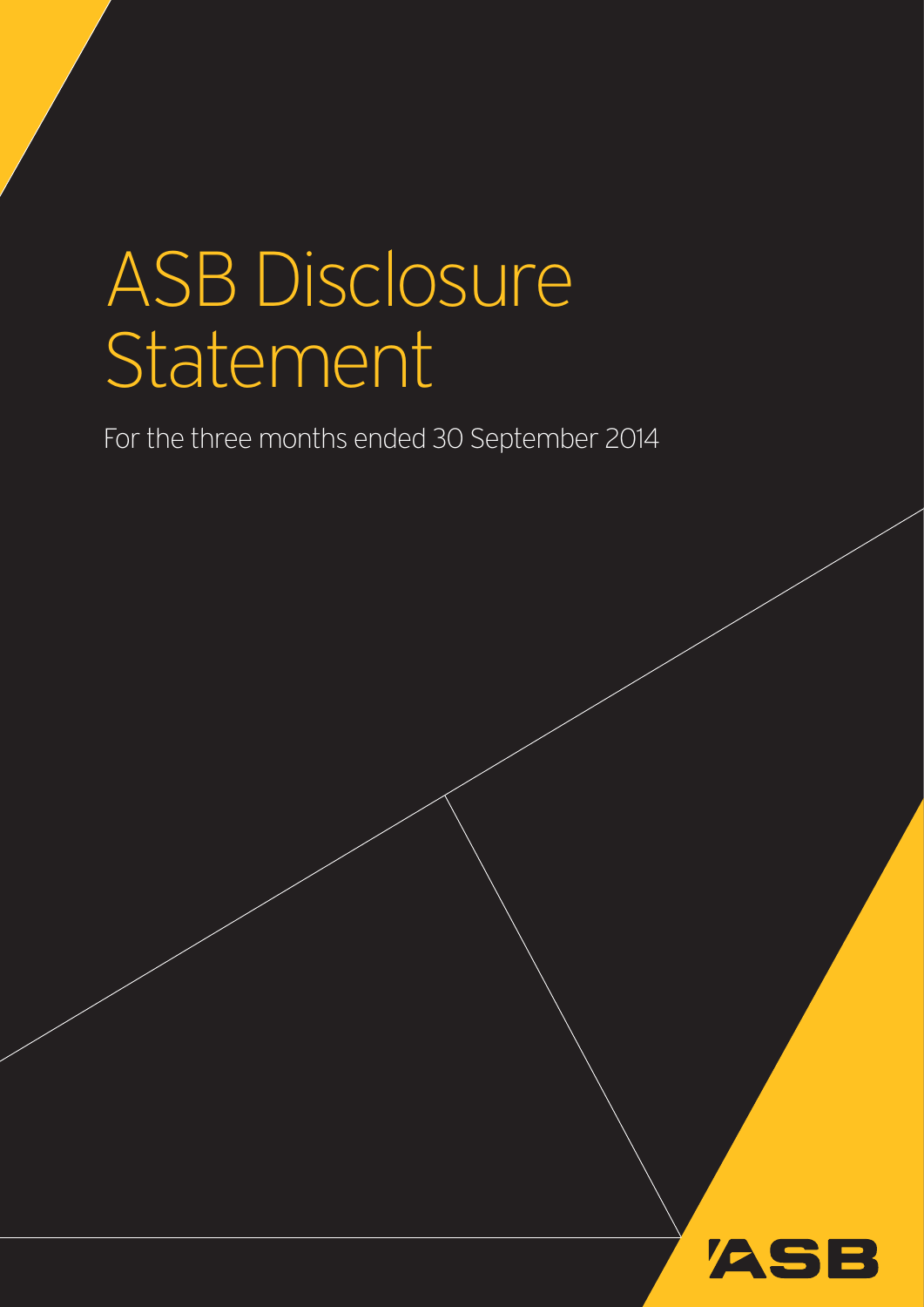# ASB Disclosure Statement

For the three months ended 30 September 2014

ASB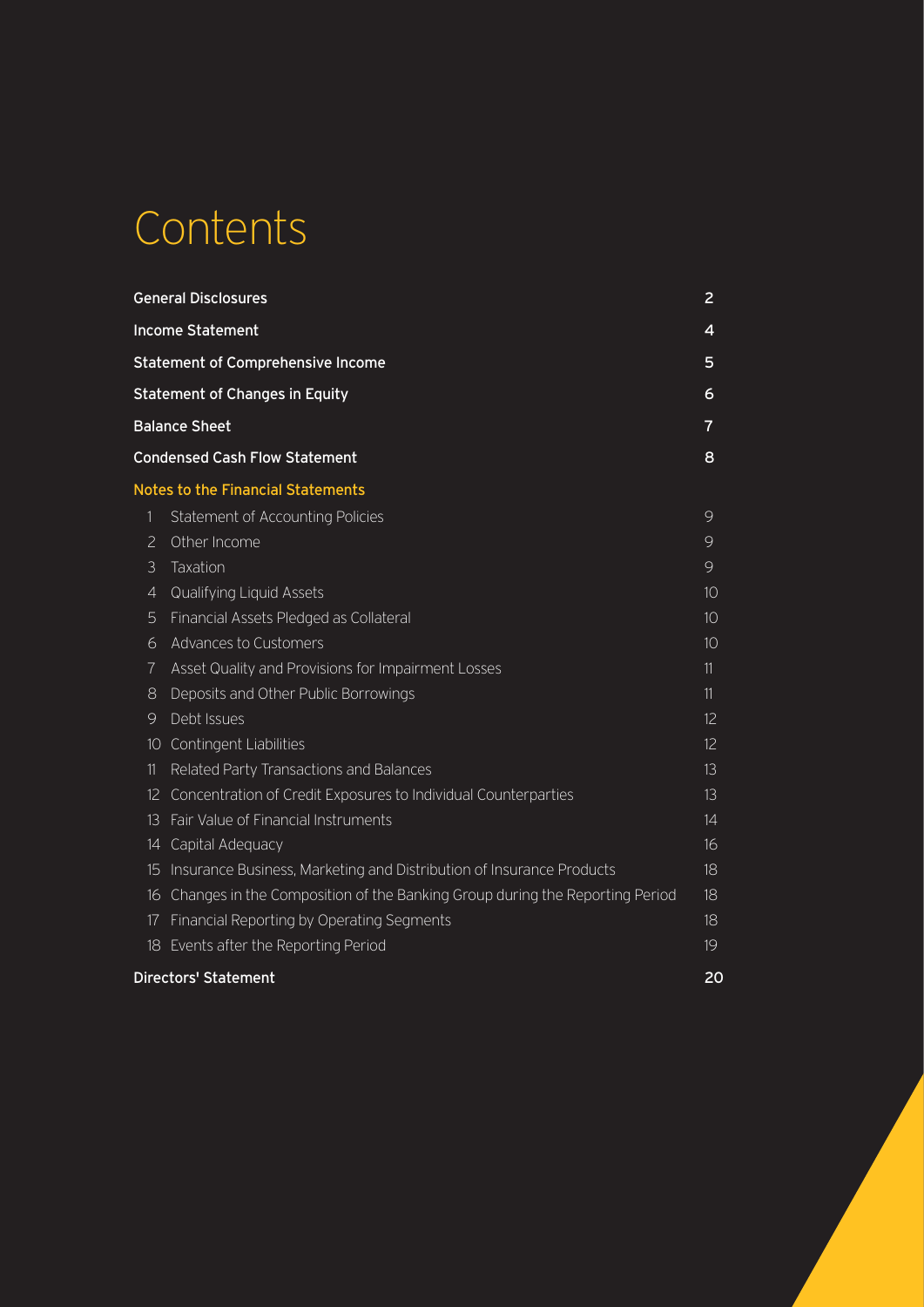# Contents

| | |
|---|---|
| **General Disclosures** | 2 |
| **Income Statement** | 4 |
| **Statement of Comprehensive Income** | 5 |
| **Statement of Changes in Equity** | 6 |
| **Balance Sheet** | 7 |
| **Condensed Cash Flow Statement** | 8 |
| **Notes to the Financial Statements** | |
| 1 Statement of Accounting Policies | 9 |
| 2 Other Income | 9 |
| 3 Taxation | 9 |
| 4 Qualifying Liquid Assets | 10 |
| 5 Financial Assets Pledged as Collateral | 10 |
| 6 Advances to Customers | 10 |
| 7 Asset Quality and Provisions for Impairment Losses | 11 |
| 8 Deposits and Other Public Borrowings | 11 |
| 9 Debt Issues | 12 |
| 10 Contingent Liabilities | 12 |
| 11 Related Party Transactions and Balances | 13 |
| 12 Concentration of Credit Exposures to Individual Counterparties | 13 |
| 13 Fair Value of Financial Instruments | 14 |
| 14 Capital Adequacy | 16 |
| 15 Insurance Business, Marketing and Distribution of Insurance Products | 18 |
| 16 Changes in the Composition of the Banking Group during the Reporting Period | 18 |
| 17 Financial Reporting by Operating Segments | 18 |
| 18 Events after the Reporting Period | 19 |
| **Directors' Statement** | 20 |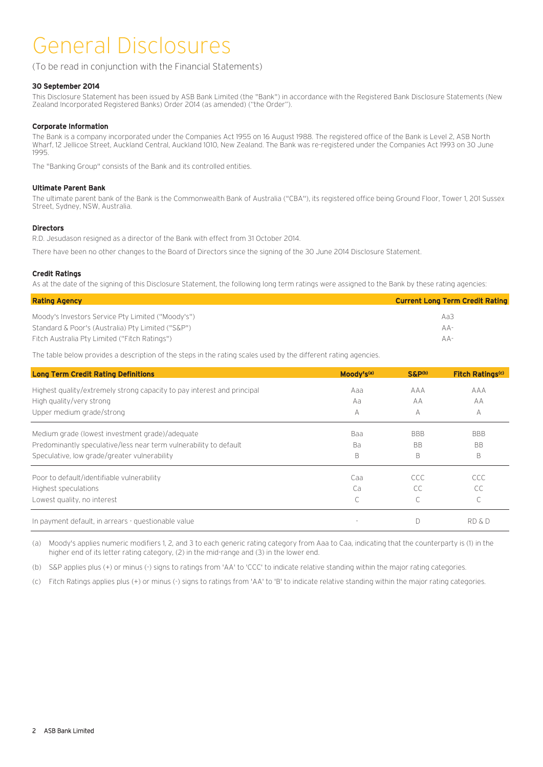# General Disclosures

(To be read in conjunction with the Financial Statements)

**30 September 2014**

This Disclosure Statement has been issued by ASB Bank Limited (the "Bank") in accordance with the Registered Bank Disclosure Statements (New Zealand Incorporated Registered Banks) Order 2014 (as amended) ("the Order").

**Corporate Information**

The Bank is a company incorporated under the Companies Act 1955 on 16 August 1988. The registered office of the Bank is Level 2, ASB North Wharf, 12 Jellicoe Street, Auckland Central, Auckland 1010, New Zealand. The Bank was re-registered under the Companies Act 1993 on 30 June 1995.

The "Banking Group" consists of the Bank and its controlled entities.

**Ultimate Parent Bank**

The ultimate parent bank of the Bank is the Commonwealth Bank of Australia ("CBA"), its registered office being Ground Floor, Tower 1, 201 Sussex Street, Sydney, NSW, Australia.

**Directors**

R.D. Jesudason resigned as a director of the Bank with effect from 31 October 2014.

There have been no other changes to the Board of Directors since the signing of the 30 June 2014 Disclosure Statement.

**Credit Ratings**

As at the date of the signing of this Disclosure Statement, the following long term ratings were assigned to the Bank by these rating agencies:

| Rating Agency | Current Long Term Credit Rating |
|---|---|
| Moody's Investors Service Pty Limited ("Moody's") | Aa3 |
| Standard & Poor's (Australia) Pty Limited ("S&P") | AA- |
| Fitch Australia Pty Limited ("Fitch Ratings") | AA- |

The table below provides a description of the steps in the rating scales used by the different rating agencies.

| Long Term Credit Rating Definitions | Moody's[(a)] | S&P[(b)] | Fitch Ratings[(c)] |
|---|---|---|---|
| Highest quality/extremely strong capacity to pay interest and principal | Aaa | AAA | AAA |
| High quality/very strong | Aa | AA | AA |
| Upper medium grade/strong | A | A | A |
| Medium grade (lowest investment grade)/adequate | Baa | BBB | BBB |
| Predominantly speculative/less near term vulnerability to default | Ba | BB | BB |
| Speculative, low grade/greater vulnerability | B | B | B |
| Poor to default/identifiable vulnerability | Caa | CCC | CCC |
| Highest speculations | Ca | CC | CC |
| Lowest quality, no interest | C | C | C |
| In payment default, in arrears - questionable value | - | D | RD & D |

(a) Moody's applies numeric modifiers 1, 2, and 3 to each generic rating category from Aaa to Caa, indicating that the counterparty is (1) in the higher end of its letter rating category, (2) in the mid-range and (3) in the lower end.

(b) S&P applies plus (+) or minus (-) signs to ratings from 'AA' to 'CCC' to indicate relative standing within the major rating categories.

(c) Fitch Ratings applies plus (+) or minus (-) signs to ratings from 'AA' to 'B' to indicate relative standing within the major rating categories.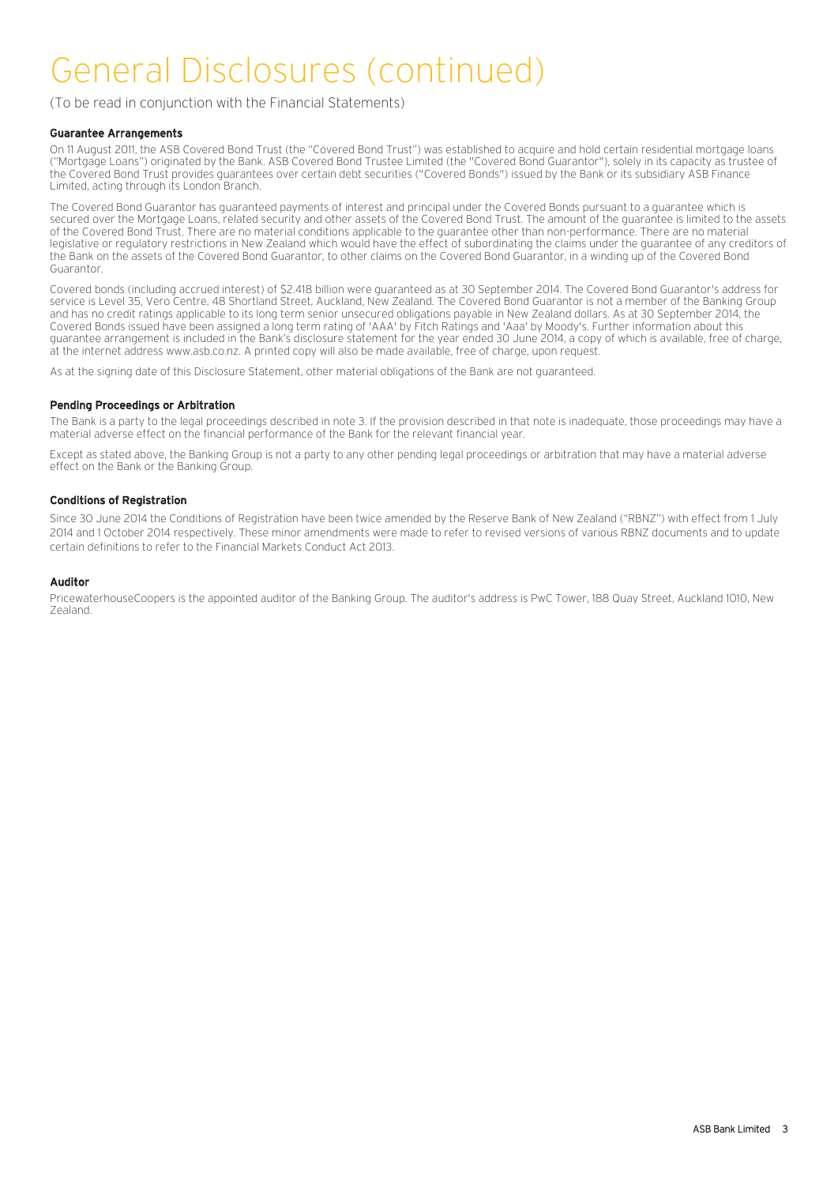# General Disclosures (continued)

(To be read in conjunction with the Financial Statements)

### Guarantee Arrangements

On 11 August 2011, the ASB Covered Bond Trust (the "Covered Bond Trust") was established to acquire and hold certain residential mortgage loans ("Mortgage Loans") originated by the Bank. ASB Covered Bond Trustee Limited (the "Covered Bond Guarantor"), solely in its capacity as trustee of the Covered Bond Trust provides guarantees over certain debt securities ("Covered Bonds") issued by the Bank or its subsidiary ASB Finance Limited, acting through its London Branch.

The Covered Bond Guarantor has guaranteed payments of interest and principal under the Covered Bonds pursuant to a guarantee which is secured over the Mortgage Loans, related security and other assets of the Covered Bond Trust. The amount of the guarantee is limited to the assets of the Covered Bond Trust. There are no material conditions applicable to the guarantee other than non-performance. There are no material legislative or regulatory restrictions in New Zealand which would have the effect of subordinating the claims under the guarantee of any creditors of the Bank on the assets of the Covered Bond Guarantor, to other claims on the Covered Bond Guarantor, in a winding up of the Covered Bond Guarantor.

Covered bonds (including accrued interest) of $2.418 billion were guaranteed as at 30 September 2014. The Covered Bond Guarantor's address for service is Level 35, Vero Centre, 48 Shortland Street, Auckland, New Zealand. The Covered Bond Guarantor is not a member of the Banking Group and has no credit ratings applicable to its long term senior unsecured obligations payable in New Zealand dollars. As at 30 September 2014, the Covered Bonds issued have been assigned a long term rating of 'AAA' by Fitch Ratings and 'Aaa' by Moody's. Further information about this guarantee arrangement is included in the Bank's disclosure statement for the year ended 30 June 2014, a copy of which is available, free of charge, at the internet address www.asb.co.nz. A printed copy will also be made available, free of charge, upon request.

As at the signing date of this Disclosure Statement, other material obligations of the Bank are not guaranteed.

### Pending Proceedings or Arbitration

The Bank is a party to the legal proceedings described in note 3. If the provision described in that note is inadequate, those proceedings may have a material adverse effect on the financial performance of the Bank for the relevant financial year.

Except as stated above, the Banking Group is not a party to any other pending legal proceedings or arbitration that may have a material adverse effect on the Bank or the Banking Group.

### Conditions of Registration

Since 30 June 2014 the Conditions of Registration have been twice amended by the Reserve Bank of New Zealand ("RBNZ") with effect from 1 July 2014 and 1 October 2014 respectively. These minor amendments were made to refer to revised versions of various RBNZ documents and to update certain definitions to refer to the Financial Markets Conduct Act 2013.

### Auditor

PricewaterhouseCoopers is the appointed auditor of the Banking Group. The auditor's address is PwC Tower, 188 Quay Street, Auckland 1010, New Zealand.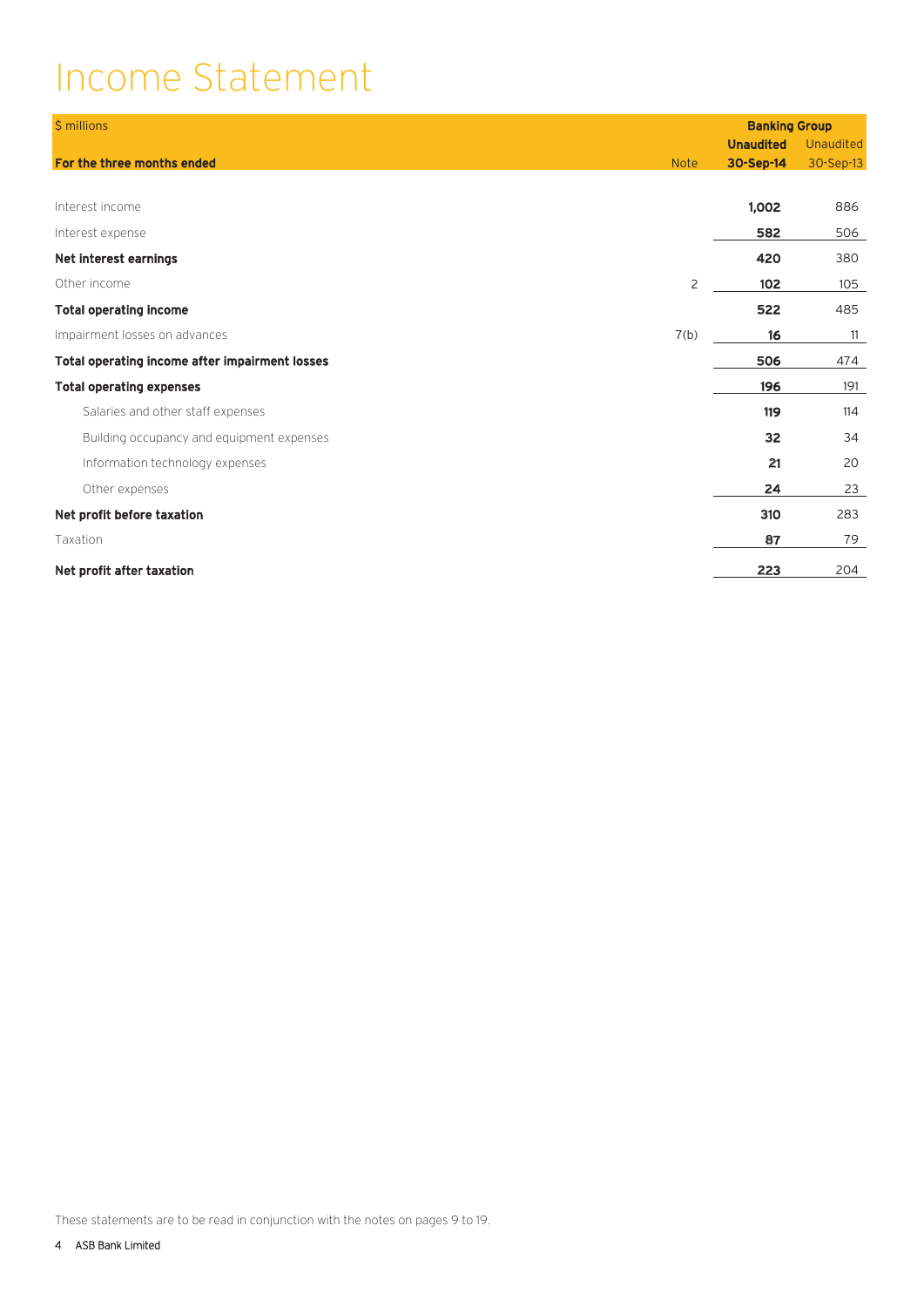# Income Statement

| $ millions | | Banking Group | |
|---|---|---|---|
| | | **Unaudited** | Unaudited |
| **For the three months ended** | Note | **30-Sep-14** | 30-Sep-13 |
| Interest income | | **1,002** | 886 |
| Interest expense | | **582** | 506 |
| **Net interest earnings** | | **420** | 380 |
| Other income | 2 | **102** | 105 |
| **Total operating income** | | **522** | 485 |
| Impairment losses on advances | 7(b) | **16** | 11 |
| **Total operating income after impairment losses** | | **506** | 474 |
| **Total operating expenses** | | **196** | 191 |
| Salaries and other staff expenses | | **119** | 114 |
| Building occupancy and equipment expenses | | **32** | 34 |
| Information technology expenses | | **21** | 20 |
| Other expenses | | **24** | 23 |
| **Net profit before taxation** | | **310** | 283 |
| Taxation | | **87** | 79 |
| **Net profit after taxation** | | **223** | 204 |

These statements are to be read in conjunction with the notes on pages 9 to 19.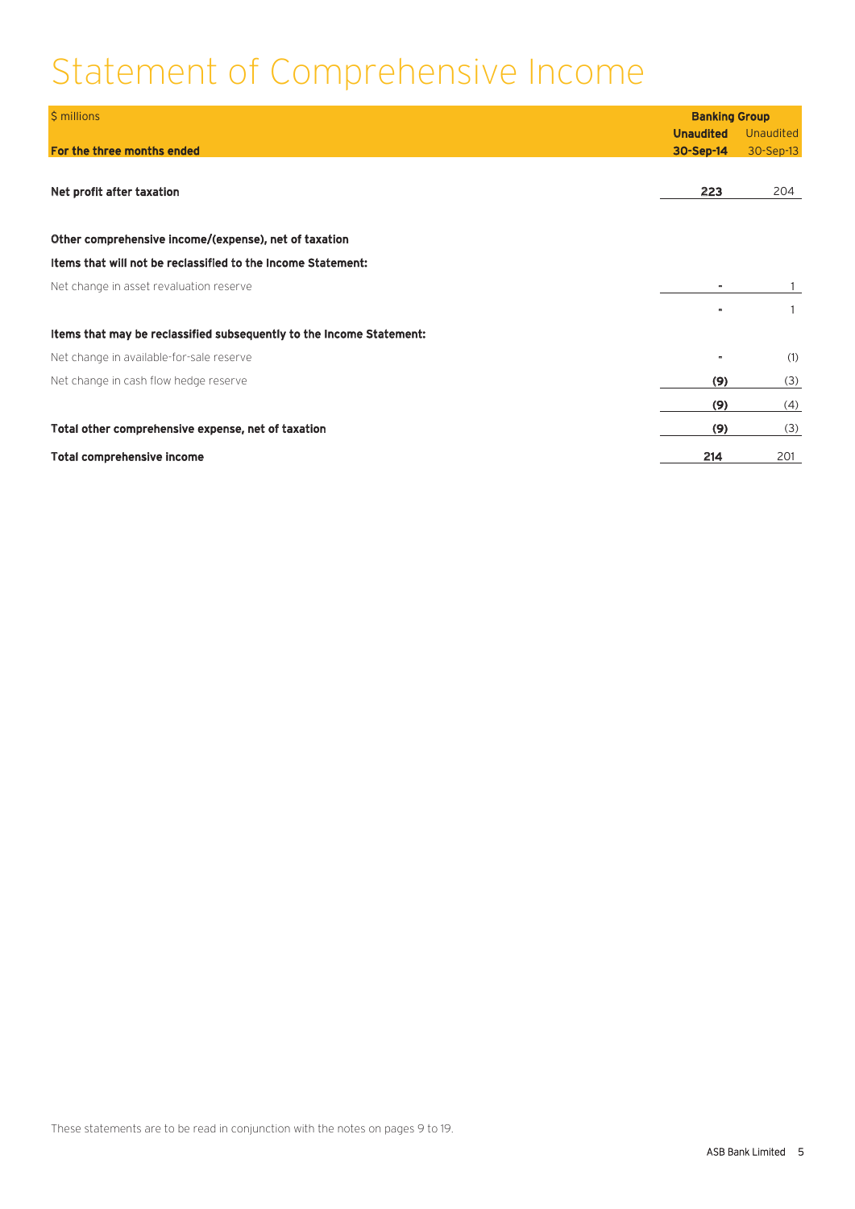# Statement of Comprehensive Income

| $ millions | Banking Group | |
|---|---|---|
| | **Unaudited** | Unaudited |
| **For the three months ended** | **30-Sep-14** | 30-Sep-13 |
| **Net profit after taxation** | **223** | 204 |
| **Other comprehensive income/(expense), net of taxation** | | |
| **Items that will not be reclassified to the Income Statement:** | | |
| Net change in asset revaluation reserve | **-** | 1 |
| | **-** | 1 |
| **Items that may be reclassified subsequently to the Income Statement:** | | |
| Net change in available-for-sale reserve | **-** | (1) |
| Net change in cash flow hedge reserve | **(9)** | (3) |
| | **(9)** | (4) |
| **Total other comprehensive expense, net of taxation** | **(9)** | (3) |
| **Total comprehensive income** | **214** | 201 |

These statements are to be read in conjunction with the notes on pages 9 to 19.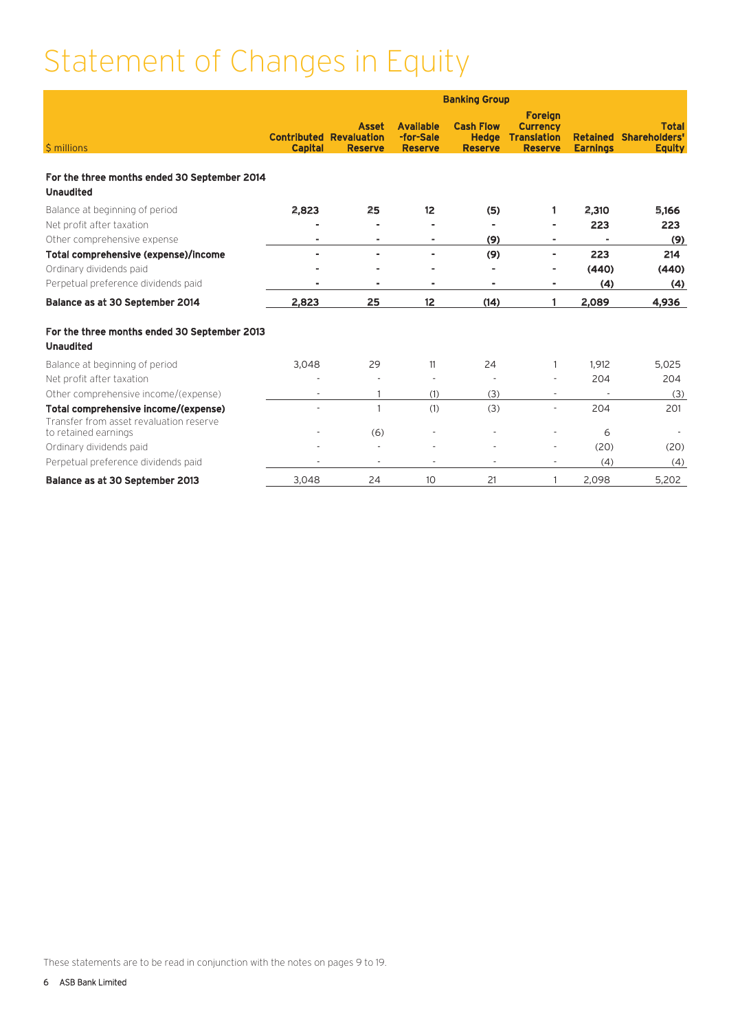# Statement of Changes in Equity

| $ millions | Contributed Capital | Asset Revaluation Reserve | Available -for-Sale Reserve | Cash Flow Hedge Reserve | Foreign Currency Translation Reserve | Retained Earnings | Total Shareholders' Equity |
|---|---|---|---|---|---|---|---|
| | Banking Group | | | | | | |
| **For the three months ended 30 September 2014** | | | | | | | |
| **Unaudited** | | | | | | | |
| Balance at beginning of period | **2,823** | **25** | **12** | **(5)** | **1** | **2,310** | **5,166** |
| Net profit after taxation | **-** | **-** | **-** | **-** | **-** | **223** | **223** |
| Other comprehensive expense | **-** | **-** | **-** | **(9)** | **-** | **-** | **(9)** |
| **Total comprehensive (expense)/income** | **-** | **-** | **-** | **(9)** | **-** | **223** | **214** |
| Ordinary dividends paid | **-** | **-** | **-** | **-** | **-** | **(440)** | **(440)** |
| Perpetual preference dividends paid | **-** | **-** | **-** | **-** | **-** | **(4)** | **(4)** |
| **Balance as at 30 September 2014** | **2,823** | **25** | **12** | **(14)** | **1** | **2,089** | **4,936** |
| **For the three months ended 30 September 2013** | | | | | | | |
| **Unaudited** | | | | | | | |
| Balance at beginning of period | 3,048 | 29 | 11 | 24 | 1 | 1,912 | 5,025 |
| Net profit after taxation | - | - | - | - | - | 204 | 204 |
| Other comprehensive income/(expense) | - | 1 | (1) | (3) | - | - | (3) |
| **Total comprehensive income/(expense)** | - | 1 | (1) | (3) | - | 204 | 201 |
| Transfer from asset revaluation reserve to retained earnings | - | (6) | - | - | - | 6 | - |
| Ordinary dividends paid | - | - | - | - | - | (20) | (20) |
| Perpetual preference dividends paid | - | - | - | - | - | (4) | (4) |
| **Balance as at 30 September 2013** | 3,048 | 24 | 10 | 21 | 1 | 2,098 | 5,202 |

These statements are to be read in conjunction with the notes on pages 9 to 19.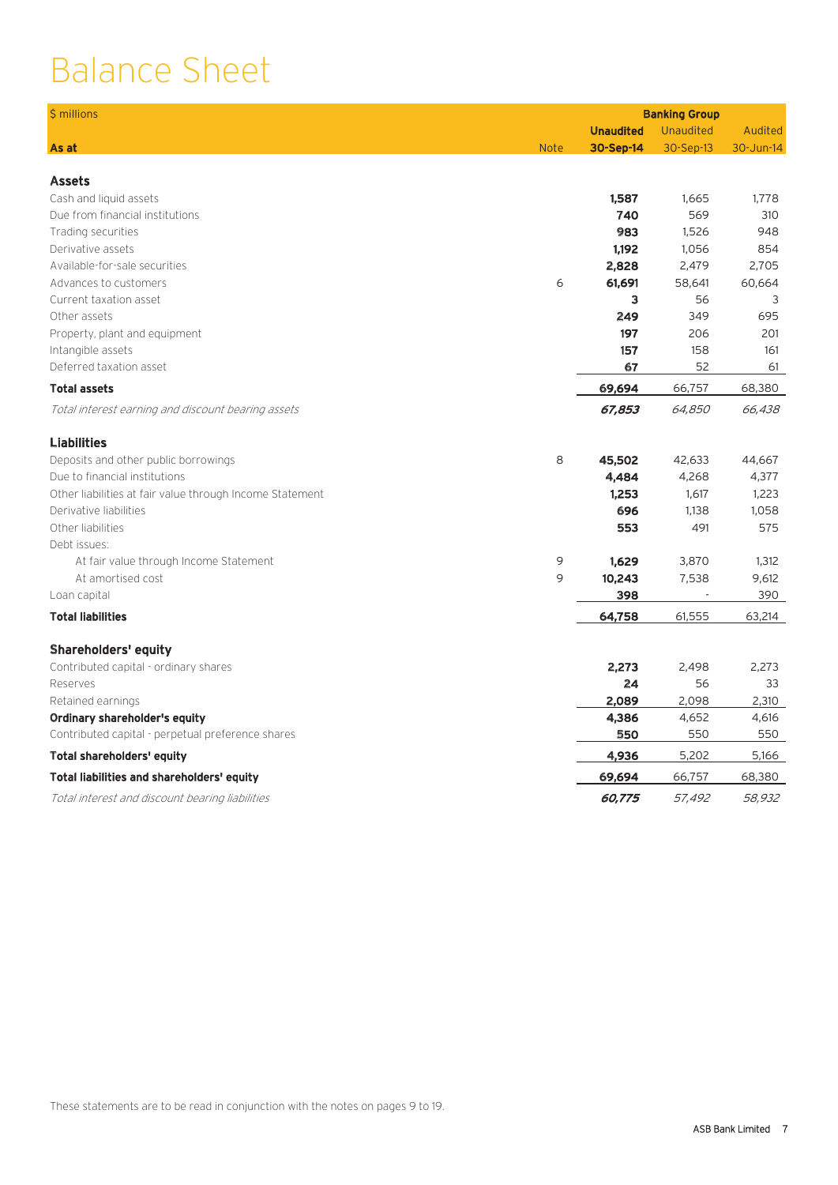# Balance Sheet

| $ millions | | Banking Group | | |
|---|---|---|---|---|
| | | **Unaudited** | Unaudited | Audited |
| **As at** | Note | **30-Sep-14** | 30-Sep-13 | 30-Jun-14 |
| **Assets** | | | | |
| Cash and liquid assets | | **1,587** | 1,665 | 1,778 |
| Due from financial institutions | | **740** | 569 | 310 |
| Trading securities | | **983** | 1,526 | 948 |
| Derivative assets | | **1,192** | 1,056 | 854 |
| Available-for-sale securities | | **2,828** | 2,479 | 2,705 |
| Advances to customers | 6 | **61,691** | 58,641 | 60,664 |
| Current taxation asset | | **3** | 56 | 3 |
| Other assets | | **249** | 349 | 695 |
| Property, plant and equipment | | **197** | 206 | 201 |
| Intangible assets | | **157** | 158 | 161 |
| Deferred taxation asset | | **67** | 52 | 61 |
| **Total assets** | | **69,694** | 66,757 | 68,380 |
| *Total interest earning and discount bearing assets* | | ***67,853*** | *64,850* | *66,438* |
| **Liabilities** | | | | |
| Deposits and other public borrowings | 8 | **45,502** | 42,633 | 44,667 |
| Due to financial institutions | | **4,484** | 4,268 | 4,377 |
| Other liabilities at fair value through Income Statement | | **1,253** | 1,617 | 1,223 |
| Derivative liabilities | | **696** | 1,138 | 1,058 |
| Other liabilities | | **553** | 491 | 575 |
| Debt issues: | | | | |
| At fair value through Income Statement | 9 | **1,629** | 3,870 | 1,312 |
| At amortised cost | 9 | **10,243** | 7,538 | 9,612 |
| Loan capital | | **398** | - | 390 |
| **Total liabilities** | | **64,758** | 61,555 | 63,214 |
| **Shareholders' equity** | | | | |
| Contributed capital - ordinary shares | | **2,273** | 2,498 | 2,273 |
| Reserves | | **24** | 56 | 33 |
| Retained earnings | | **2,089** | 2,098 | 2,310 |
| **Ordinary shareholder's equity** | | **4,386** | 4,652 | 4,616 |
| Contributed capital - perpetual preference shares | | **550** | 550 | 550 |
| **Total shareholders' equity** | | **4,936** | 5,202 | 5,166 |
| **Total liabilities and shareholders' equity** | | **69,694** | 66,757 | 68,380 |
| *Total interest and discount bearing liabilities* | | ***60,775*** | *57,492* | *58,932* |

These statements are to be read in conjunction with the notes on pages 9 to 19.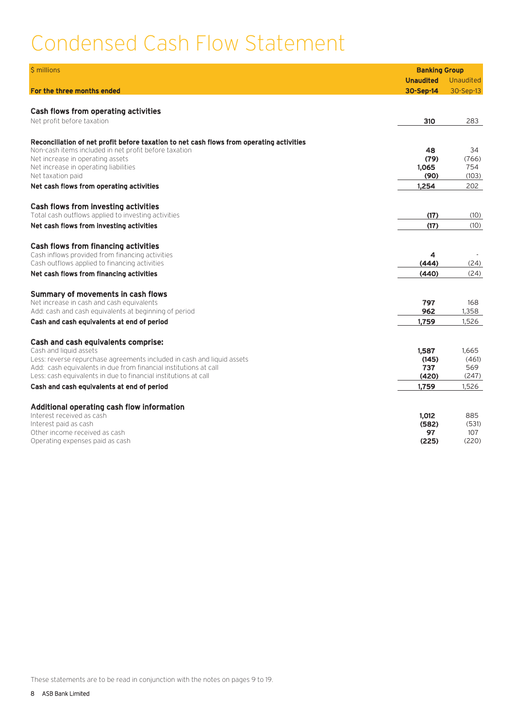# Condensed Cash Flow Statement

| $ millions | Banking Group | |
|---|---|---|
| | **Unaudited** | Unaudited |
| **For the three months ended** | **30-Sep-14** | 30-Sep-13 |
| **Cash flows from operating activities** | | |
| Net profit before taxation | **310** | 283 |
| **Reconciliation of net profit before taxation to net cash flows from operating activities** | | |
| Non-cash items included in net profit before taxation | **48** | 34 |
| Net increase in operating assets | **(79)** | (766) |
| Net increase in operating liabilities | **1,065** | 754 |
| Net taxation paid | **(90)** | (103) |
| **Net cash flows from operating activities** | **1,254** | 202 |
| **Cash flows from investing activities** | | |
| Total cash outflows applied to investing activities | **(17)** | (10) |
| **Net cash flows from investing activities** | **(17)** | (10) |
| **Cash flows from financing activities** | | |
| Cash inflows provided from financing activities | **4** | - |
| Cash outflows applied to financing activities | **(444)** | (24) |
| **Net cash flows from financing activities** | **(440)** | (24) |
| **Summary of movements in cash flows** | | |
| Net increase in cash and cash equivalents | **797** | 168 |
| Add: cash and cash equivalents at beginning of period | **962** | 1,358 |
| **Cash and cash equivalents at end of period** | **1,759** | 1,526 |
| **Cash and cash equivalents comprise:** | | |
| Cash and liquid assets | **1,587** | 1,665 |
| Less: reverse repurchase agreements included in cash and liquid assets | **(145)** | (461) |
| Add: cash equivalents in due from financial institutions at call | **737** | 569 |
| Less: cash equivalents in due to financial institutions at call | **(420)** | (247) |
| **Cash and cash equivalents at end of period** | **1,759** | 1,526 |
| **Additional operating cash flow information** | | |
| Interest received as cash | **1,012** | 885 |
| Interest paid as cash | **(582)** | (531) |
| Other income received as cash | **97** | 107 |
| Operating expenses paid as cash | **(225)** | (220) |

These statements are to be read in conjunction with the notes on pages 9 to 19.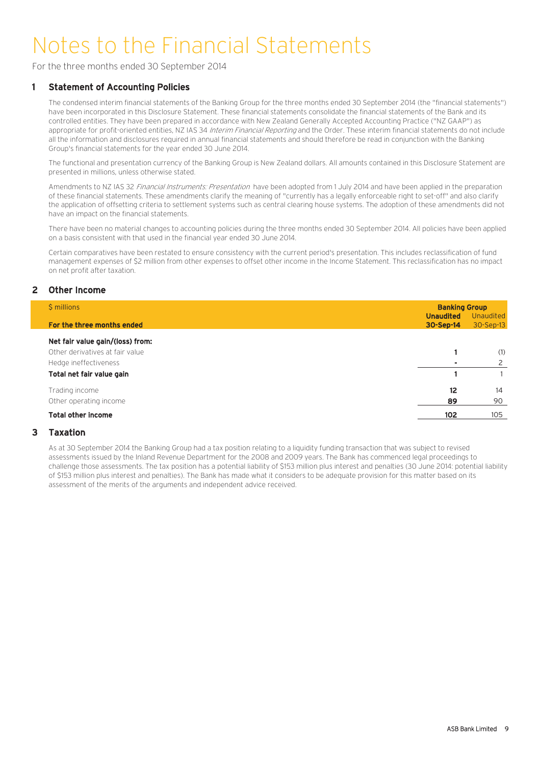# Notes to the Financial Statements

For the three months ended 30 September 2014

## 1 Statement of Accounting Policies

The condensed interim financial statements of the Banking Group for the three months ended 30 September 2014 (the "financial statements") have been incorporated in this Disclosure Statement. These financial statements consolidate the financial statements of the Bank and its controlled entities. They have been prepared in accordance with New Zealand Generally Accepted Accounting Practice ("NZ GAAP") as appropriate for profit-oriented entities, NZ IAS 34 *Interim Financial Reporting* and the Order. These interim financial statements do not include all the information and disclosures required in annual financial statements and should therefore be read in conjunction with the Banking Group's financial statements for the year ended 30 June 2014.

The functional and presentation currency of the Banking Group is New Zealand dollars. All amounts contained in this Disclosure Statement are presented in millions, unless otherwise stated.

Amendments to NZ IAS 32 *Financial Instruments: Presentation* have been adopted from 1 July 2014 and have been applied in the preparation of these financial statements. These amendments clarify the meaning of "currently has a legally enforceable right to set-off" and also clarify the application of offsetting criteria to settlement systems such as central clearing house systems. The adoption of these amendments did not have an impact on the financial statements.

There have been no material changes to accounting policies during the three months ended 30 September 2014. All policies have been applied on a basis consistent with that used in the financial year ended 30 June 2014.

Certain comparatives have been restated to ensure consistency with the current period's presentation. This includes reclassification of fund management expenses of $2 million from other expenses to offset other income in the Income Statement. This reclassification has no impact on net profit after taxation.

## 2 Other Income

| $ millions | Banking Group | |
|---|---|---|
| **For the three months ended** | **Unaudited 30-Sep-14** | Unaudited 30-Sep-13 |
| **Net fair value gain/(loss) from:** | | |
| Other derivatives at fair value | 1 | (1) |
| Hedge ineffectiveness | - | 2 |
| **Total net fair value gain** | **1** | 1 |
| Trading income | 12 | 14 |
| Other operating income | 89 | 90 |
| **Total other income** | **102** | 105 |

## 3 Taxation

As at 30 September 2014 the Banking Group had a tax position relating to a liquidity funding transaction that was subject to revised assessments issued by the Inland Revenue Department for the 2008 and 2009 years. The Bank has commenced legal proceedings to challenge those assessments. The tax position has a potential liability of $153 million plus interest and penalties (30 June 2014: potential liability of $153 million plus interest and penalties). The Bank has made what it considers to be adequate provision for this matter based on its assessment of the merits of the arguments and independent advice received.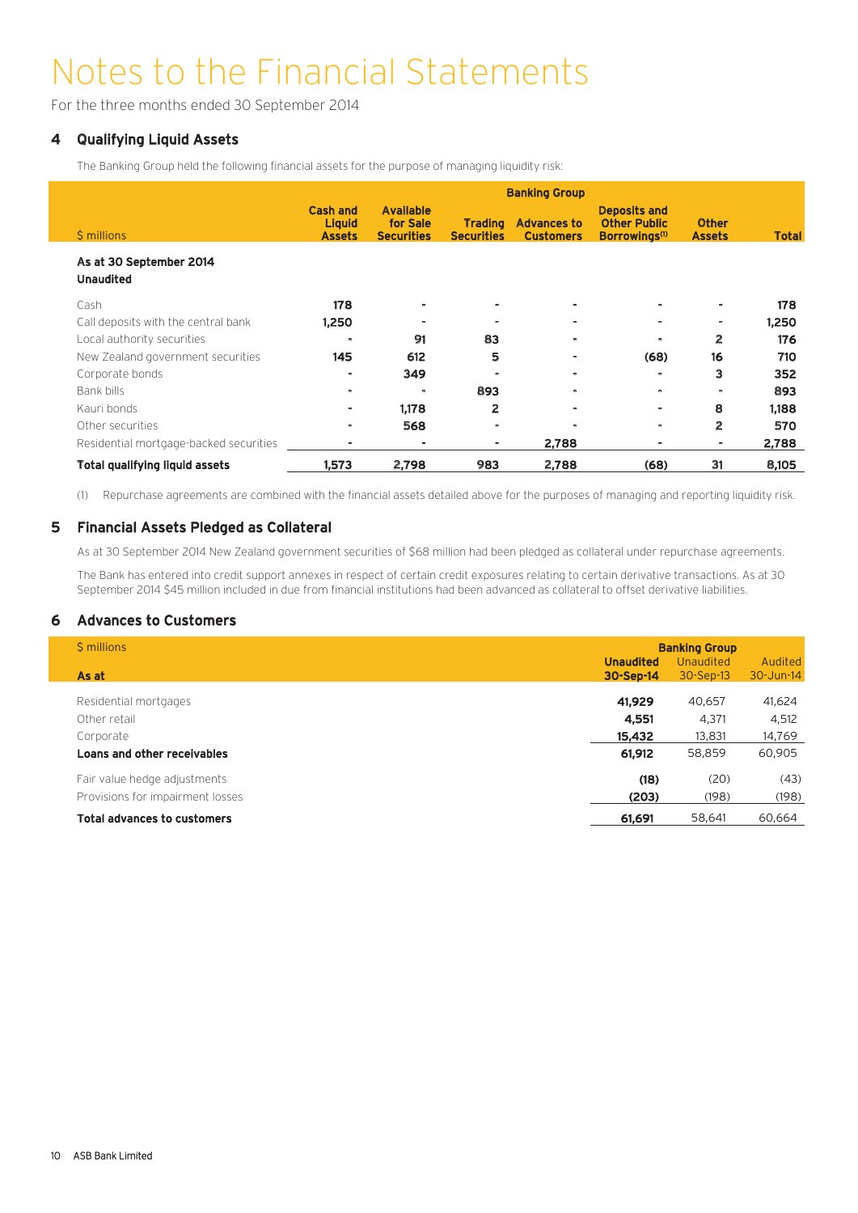# Notes to the Financial Statements

For the three months ended 30 September 2014

## 4 Qualifying Liquid Assets

The Banking Group held the following financial assets for the purpose of managing liquidity risk:

| | Banking Group | | | | | | |
|---|---|---|---|---|---|---|---|
| $ millions | Cash and Liquid Assets | Available for Sale Securities | Trading Securities | Advances to Customers | Deposits and Other Public Borrowings[1] | Other Assets | Total |
| **As at 30 September 2014** | | | | | | | |
| **Unaudited** | | | | | | | |
| Cash | **178** | **-** | **-** | **-** | **-** | **-** | **178** |
| Call deposits with the central bank | **1,250** | **-** | **-** | **-** | **-** | **-** | **1,250** |
| Local authority securities | **-** | **91** | **83** | **-** | **-** | **2** | **176** |
| New Zealand government securities | **145** | **612** | **5** | **-** | **(68)** | **16** | **710** |
| Corporate bonds | **-** | **349** | **-** | **-** | **-** | **3** | **352** |
| Bank bills | **-** | **-** | **893** | **-** | **-** | **-** | **893** |
| Kauri bonds | **-** | **1,178** | **2** | **-** | **-** | **8** | **1,188** |
| Other securities | **-** | **568** | **-** | **-** | **-** | **2** | **570** |
| Residential mortgage-backed securities | **-** | **-** | **-** | **2,788** | **-** | **-** | **2,788** |
| **Total qualifying liquid assets** | **1,573** | **2,798** | **983** | **2,788** | **(68)** | **31** | **8,105** |

(1) Repurchase agreements are combined with the financial assets detailed above for the purposes of managing and reporting liquidity risk.

## 5 Financial Assets Pledged as Collateral

As at 30 September 2014 New Zealand government securities of $68 million had been pledged as collateral under repurchase agreements.

The Bank has entered into credit support annexes in respect of certain credit exposures relating to certain derivative transactions. As at 30 September 2014 $45 million included in due from financial institutions had been advanced as collateral to offset derivative liabilities.

## 6 Advances to Customers

| $ millions | Banking Group | | |
|---|---|---|---|
| **As at** | **Unaudited 30-Sep-14** | Unaudited 30-Sep-13 | Audited 30-Jun-14 |
| Residential mortgages | **41,929** | 40,657 | 41,624 |
| Other retail | **4,551** | 4,371 | 4,512 |
| Corporate | **15,432** | 13,831 | 14,769 |
| **Loans and other receivables** | **61,912** | 58,859 | 60,905 |
| Fair value hedge adjustments | **(18)** | (20) | (43) |
| Provisions for impairment losses | **(203)** | (198) | (198) |
| **Total advances to customers** | **61,691** | 58,641 | 60,664 |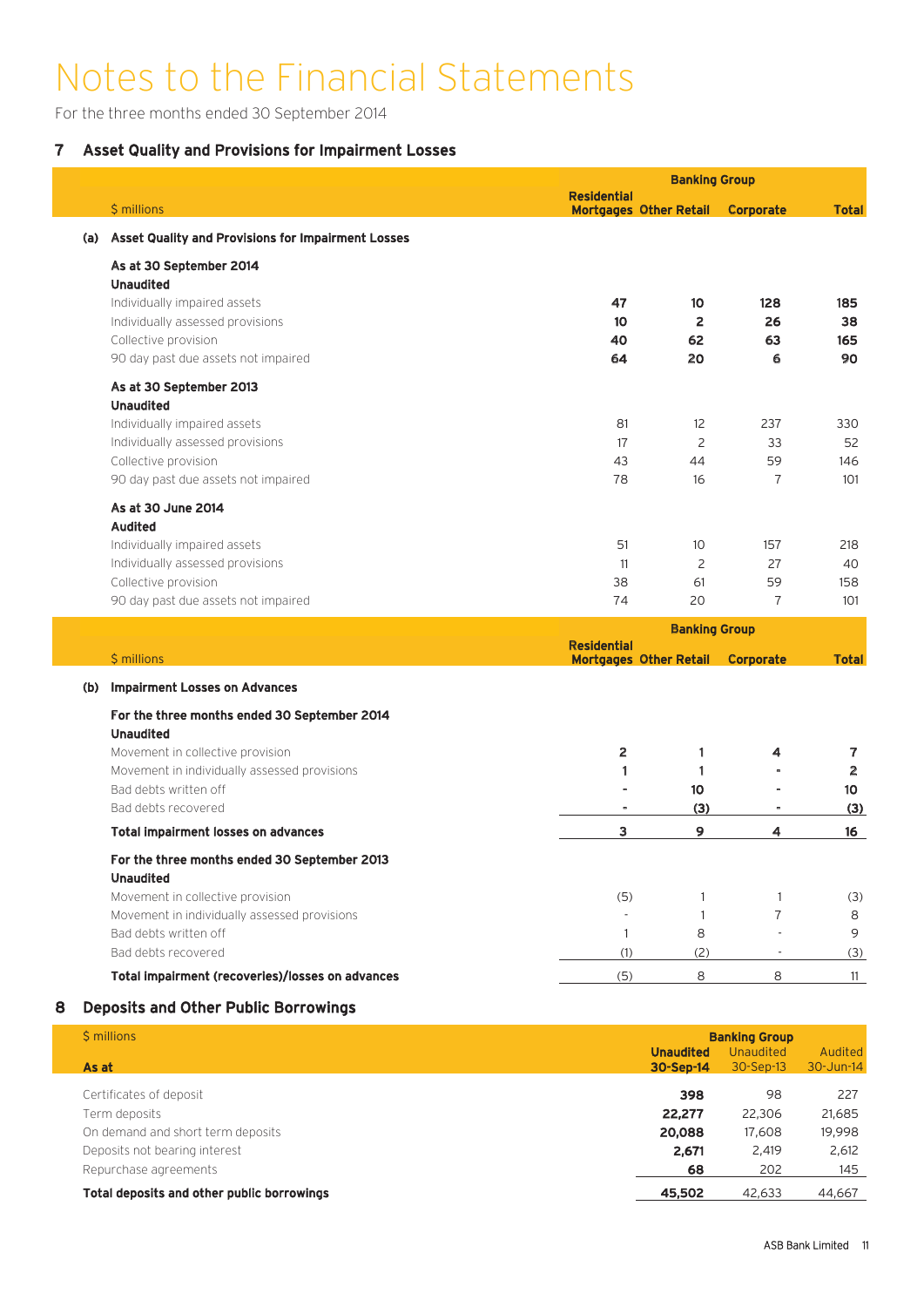# Notes to the Financial Statements

For the three months ended 30 September 2014

## 7 Asset Quality and Provisions for Impairment Losses

| $ millions | Banking Group | | | |
|---|---|---|---|---|
| | Residential Mortgages | Other Retail | Corporate | Total |
| **(a) Asset Quality and Provisions for Impairment Losses** | | | | |
| **As at 30 September 2014** | | | | |
| **Unaudited** | | | | |
| Individually impaired assets | **47** | **10** | **128** | **185** |
| Individually assessed provisions | **10** | **2** | **26** | **38** |
| Collective provision | **40** | **62** | **63** | **165** |
| 90 day past due assets not impaired | **64** | **20** | **6** | **90** |
| **As at 30 September 2013** | | | | |
| **Unaudited** | | | | |
| Individually impaired assets | 81 | 12 | 237 | 330 |
| Individually assessed provisions | 17 | 2 | 33 | 52 |
| Collective provision | 43 | 44 | 59 | 146 |
| 90 day past due assets not impaired | 78 | 16 | 7 | 101 |
| **As at 30 June 2014** | | | | |
| **Audited** | | | | |
| Individually impaired assets | 51 | 10 | 157 | 218 |
| Individually assessed provisions | 11 | 2 | 27 | 40 |
| Collective provision | 38 | 61 | 59 | 158 |
| 90 day past due assets not impaired | 74 | 20 | 7 | 101 |

| $ millions | Banking Group | | | |
|---|---|---|---|---|
| | Residential Mortgages | Other Retail | Corporate | Total |
| **(b) Impairment Losses on Advances** | | | | |
| **For the three months ended 30 September 2014** | | | | |
| **Unaudited** | | | | |
| Movement in collective provision | **2** | **1** | **4** | **7** |
| Movement in individually assessed provisions | **1** | **1** | **-** | **2** |
| Bad debts written off | **-** | **10** | **-** | **10** |
| Bad debts recovered | **-** | **(3)** | **-** | **(3)** |
| **Total impairment losses on advances** | **3** | **9** | **4** | **16** |
| **For the three months ended 30 September 2013** | | | | |
| **Unaudited** | | | | |
| Movement in collective provision | (5) | 1 | 1 | (3) |
| Movement in individually assessed provisions | - | 1 | 7 | 8 |
| Bad debts written off | 1 | 8 | - | 9 |
| Bad debts recovered | (1) | (2) | - | (3) |
| **Total impairment (recoveries)/losses on advances** | (5) | 8 | 8 | 11 |

## 8 Deposits and Other Public Borrowings

| $ millions | Banking Group | | |
|---|---|---|---|
| **As at** | **Unaudited 30-Sep-14** | Unaudited 30-Sep-13 | Audited 30-Jun-14 |
| Certificates of deposit | **398** | 98 | 227 |
| Term deposits | **22,277** | 22,306 | 21,685 |
| On demand and short term deposits | **20,088** | 17,608 | 19,998 |
| Deposits not bearing interest | **2,671** | 2,419 | 2,612 |
| Repurchase agreements | **68** | 202 | 145 |
| **Total deposits and other public borrowings** | **45,502** | 42,633 | 44,667 |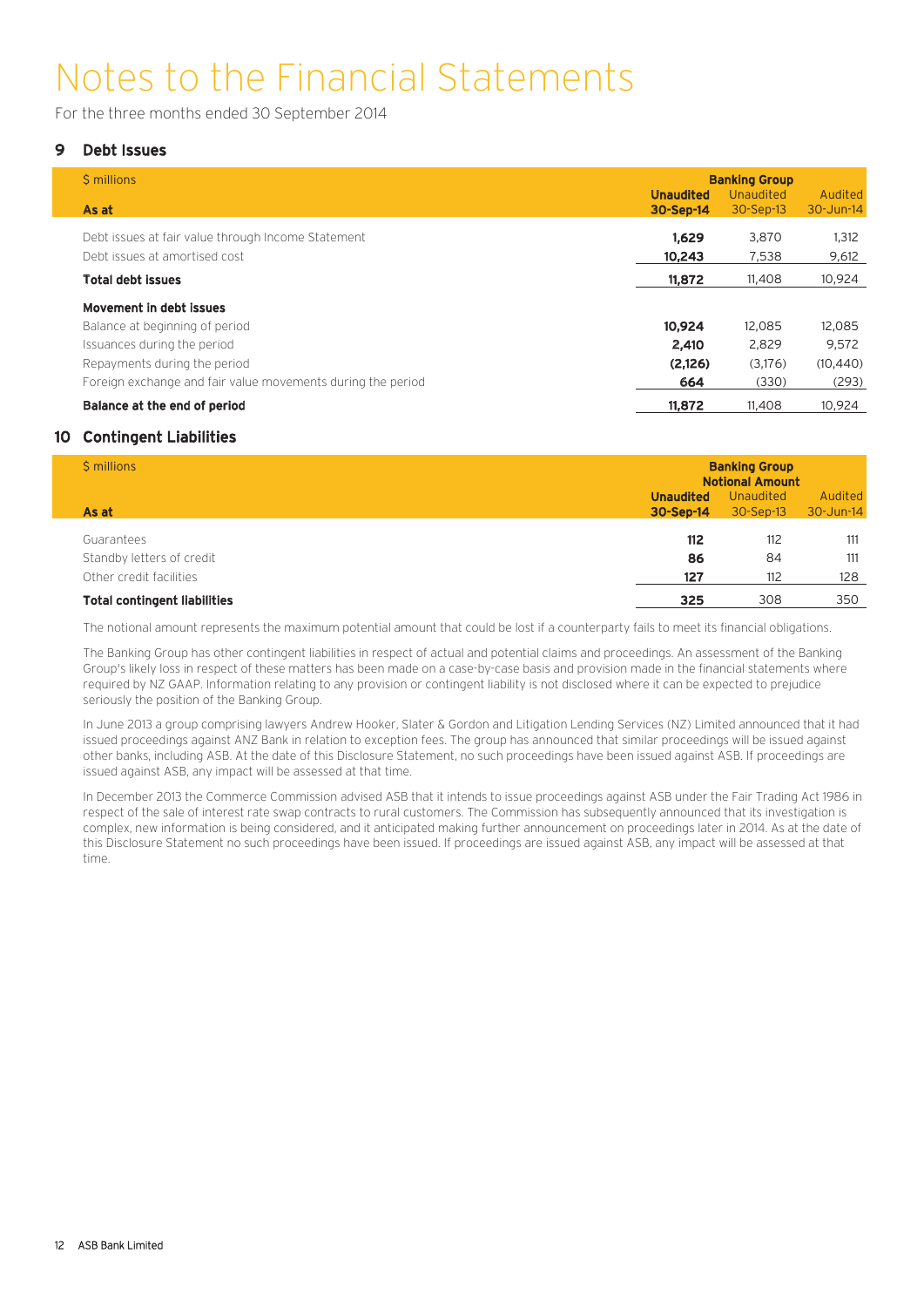# Notes to the Financial Statements

For the three months ended 30 September 2014

## 9 Debt Issues

| $ millions | Banking Group | | |
|---|---|---|---|
| As at | **Unaudited 30-Sep-14** | Unaudited 30-Sep-13 | Audited 30-Jun-14 |
| Debt issues at fair value through Income Statement | **1,629** | 3,870 | 1,312 |
| Debt issues at amortised cost | **10,243** | 7,538 | 9,612 |
| **Total debt issues** | **11,872** | 11,408 | 10,924 |
| **Movement in debt issues** | | | |
| Balance at beginning of period | **10,924** | 12,085 | 12,085 |
| Issuances during the period | **2,410** | 2,829 | 9,572 |
| Repayments during the period | **(2,126)** | (3,176) | (10,440) |
| Foreign exchange and fair value movements during the period | **664** | (330) | (293) |
| **Balance at the end of period** | **11,872** | 11,408 | 10,924 |

## 10 Contingent Liabilities

| $ millions | Banking Group Notional Amount | | |
|---|---|---|---|
| As at | **Unaudited 30-Sep-14** | Unaudited 30-Sep-13 | Audited 30-Jun-14 |
| Guarantees | **112** | 112 | 111 |
| Standby letters of credit | **86** | 84 | 111 |
| Other credit facilities | **127** | 112 | 128 |
| **Total contingent liabilities** | **325** | 308 | 350 |

The notional amount represents the maximum potential amount that could be lost if a counterparty fails to meet its financial obligations.

The Banking Group has other contingent liabilities in respect of actual and potential claims and proceedings. An assessment of the Banking Group's likely loss in respect of these matters has been made on a case-by-case basis and provision made in the financial statements where required by NZ GAAP. Information relating to any provision or contingent liability is not disclosed where it can be expected to prejudice seriously the position of the Banking Group.

In June 2013 a group comprising lawyers Andrew Hooker, Slater & Gordon and Litigation Lending Services (NZ) Limited announced that it had issued proceedings against ANZ Bank in relation to exception fees. The group has announced that similar proceedings will be issued against other banks, including ASB. At the date of this Disclosure Statement, no such proceedings have been issued against ASB. If proceedings are issued against ASB, any impact will be assessed at that time.

In December 2013 the Commerce Commission advised ASB that it intends to issue proceedings against ASB under the Fair Trading Act 1986 in respect of the sale of interest rate swap contracts to rural customers. The Commission has subsequently announced that its investigation is complex, new information is being considered, and it anticipated making further announcement on proceedings later in 2014. As at the date of this Disclosure Statement no such proceedings have been issued. If proceedings are issued against ASB, any impact will be assessed at that time.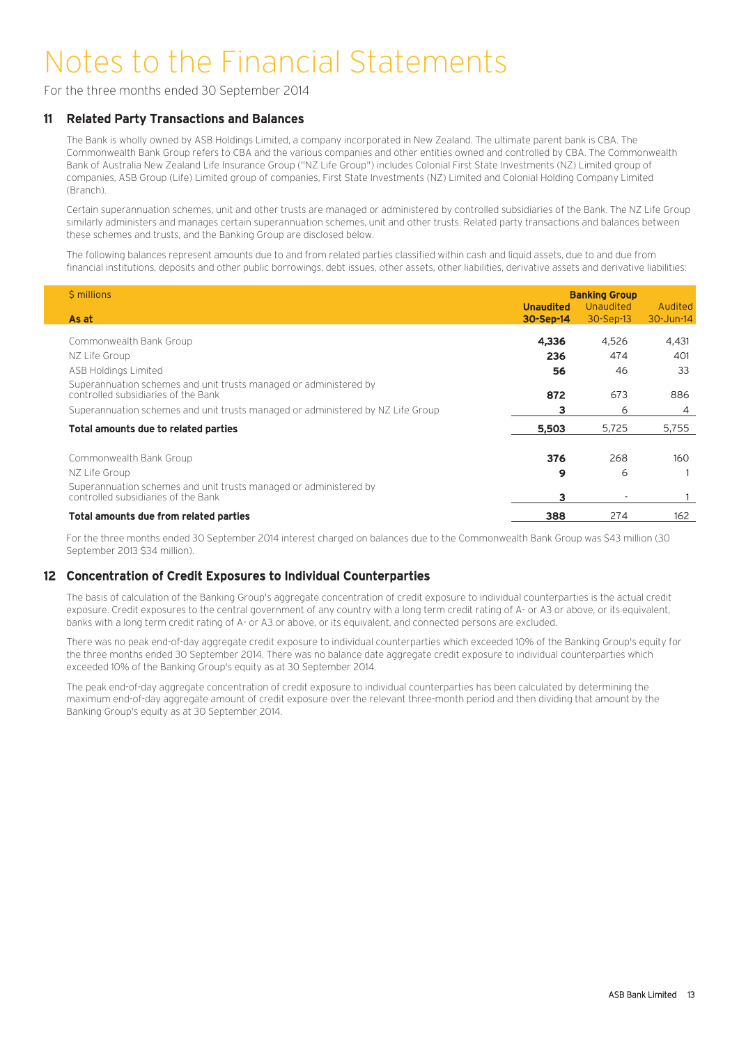# Notes to the Financial Statements

For the three months ended 30 September 2014

## 11 Related Party Transactions and Balances

The Bank is wholly owned by ASB Holdings Limited, a company incorporated in New Zealand. The ultimate parent bank is CBA. The Commonwealth Bank Group refers to CBA and the various companies and other entities owned and controlled by CBA. The Commonwealth Bank of Australia New Zealand Life Insurance Group ("NZ Life Group") includes Colonial First State Investments (NZ) Limited group of companies, ASB Group (Life) Limited group of companies, First State Investments (NZ) Limited and Colonial Holding Company Limited (Branch).

Certain superannuation schemes, unit and other trusts are managed or administered by controlled subsidiaries of the Bank. The NZ Life Group similarly administers and manages certain superannuation schemes, unit and other trusts. Related party transactions and balances between these schemes and trusts, and the Banking Group are disclosed below.

The following balances represent amounts due to and from related parties classified within cash and liquid assets, due to and due from financial institutions, deposits and other public borrowings, debt issues, other assets, other liabilities, derivative assets and derivative liabilities:

| $ millions | Banking Group | | |
|---|---|---|---|
| As at | **Unaudited 30-Sep-14** | Unaudited 30-Sep-13 | Audited 30-Jun-14 |
| Commonwealth Bank Group | **4,336** | 4,526 | 4,431 |
| NZ Life Group | **236** | 474 | 401 |
| ASB Holdings Limited | **56** | 46 | 33 |
| Superannuation schemes and unit trusts managed or administered by controlled subsidiaries of the Bank | **872** | 673 | 886 |
| Superannuation schemes and unit trusts managed or administered by NZ Life Group | **3** | 6 | 4 |
| **Total amounts due to related parties** | **5,503** | 5,725 | 5,755 |
| Commonwealth Bank Group | **376** | 268 | 160 |
| NZ Life Group | **9** | 6 | 1 |
| Superannuation schemes and unit trusts managed or administered by controlled subsidiaries of the Bank | **3** | - | 1 |
| **Total amounts due from related parties** | **388** | 274 | 162 |

For the three months ended 30 September 2014 interest charged on balances due to the Commonwealth Bank Group was $43 million (30 September 2013 $34 million).

## 12 Concentration of Credit Exposures to Individual Counterparties

The basis of calculation of the Banking Group's aggregate concentration of credit exposure to individual counterparties is the actual credit exposure. Credit exposures to the central government of any country with a long term credit rating of A- or A3 or above, or its equivalent, banks with a long term credit rating of A- or A3 or above, or its equivalent, and connected persons are excluded.

There was no peak end-of-day aggregate credit exposure to individual counterparties which exceeded 10% of the Banking Group's equity for the three months ended 30 September 2014. There was no balance date aggregate credit exposure to individual counterparties which exceeded 10% of the Banking Group's equity as at 30 September 2014.

The peak end-of-day aggregate concentration of credit exposure to individual counterparties has been calculated by determining the maximum end-of-day aggregate amount of credit exposure over the relevant three-month period and then dividing that amount by the Banking Group's equity as at 30 September 2014.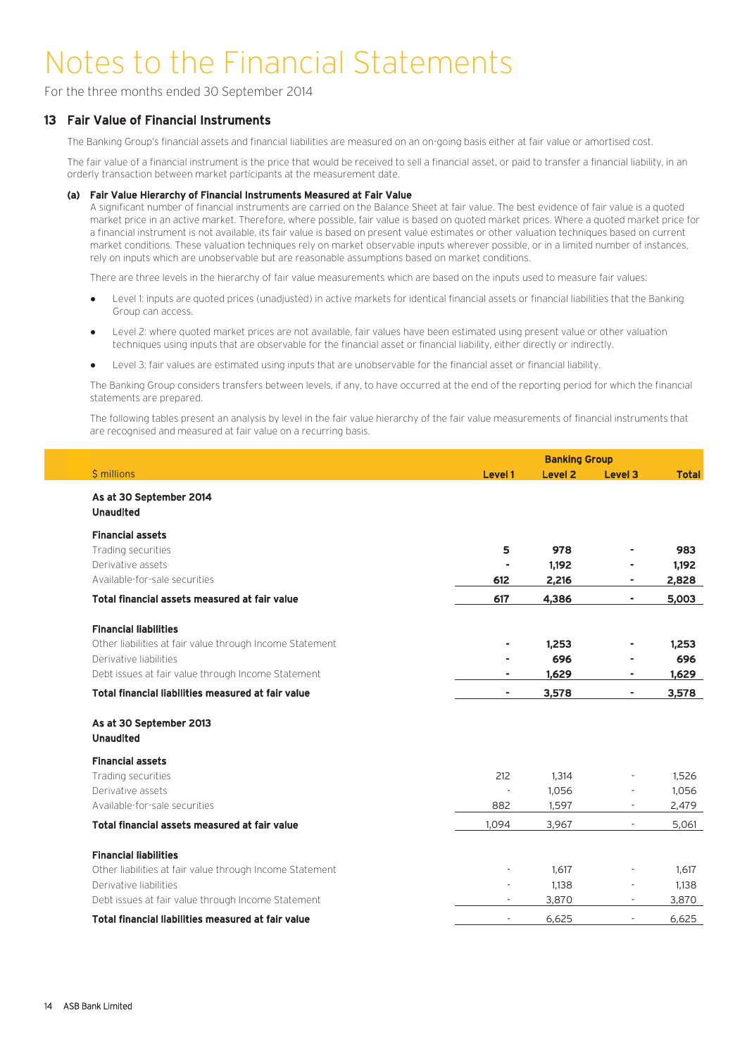# Notes to the Financial Statements

For the three months ended 30 September 2014

## 13 Fair Value of Financial Instruments

The Banking Group's financial assets and financial liabilities are measured on an on-going basis either at fair value or amortised cost.

The fair value of a financial instrument is the price that would be received to sell a financial asset, or paid to transfer a financial liability, in an orderly transaction between market participants at the measurement date.

### (a) Fair Value Hierarchy of Financial Instruments Measured at Fair Value

A significant number of financial instruments are carried on the Balance Sheet at fair value. The best evidence of fair value is a quoted market price in an active market. Therefore, where possible, fair value is based on quoted market prices. Where a quoted market price for a financial instrument is not available, its fair value is based on present value estimates or other valuation techniques based on current market conditions. These valuation techniques rely on market observable inputs wherever possible, or in a limited number of instances, rely on inputs which are unobservable but are reasonable assumptions based on market conditions.

There are three levels in the hierarchy of fair value measurements which are based on the inputs used to measure fair values:

- Level 1: inputs are quoted prices (unadjusted) in active markets for identical financial assets or financial liabilities that the Banking Group can access.
- Level 2: where quoted market prices are not available, fair values have been estimated using present value or other valuation techniques using inputs that are observable for the financial asset or financial liability, either directly or indirectly.
- Level 3: fair values are estimated using inputs that are unobservable for the financial asset or financial liability.

The Banking Group considers transfers between levels, if any, to have occurred at the end of the reporting period for which the financial statements are prepared.

The following tables present an analysis by level in the fair value hierarchy of the fair value measurements of financial instruments that are recognised and measured at fair value on a recurring basis.

| | Banking Group | | | |
|---|---|---|---|---|
| $ millions | Level 1 | Level 2 | Level 3 | Total |
| **As at 30 September 2014** | | | | |
| **Unaudited** | | | | |
| **Financial assets** | | | | |
| Trading securities | **5** | **978** | **-** | **983** |
| Derivative assets | **-** | **1,192** | **-** | **1,192** |
| Available-for-sale securities | **612** | **2,216** | **-** | **2,828** |
| **Total financial assets measured at fair value** | **617** | **4,386** | **-** | **5,003** |
| **Financial liabilities** | | | | |
| Other liabilities at fair value through Income Statement | **-** | **1,253** | **-** | **1,253** |
| Derivative liabilities | **-** | **696** | **-** | **696** |
| Debt issues at fair value through Income Statement | **-** | **1,629** | **-** | **1,629** |
| **Total financial liabilities measured at fair value** | **-** | **3,578** | **-** | **3,578** |
| **As at 30 September 2013** | | | | |
| **Unaudited** | | | | |
| **Financial assets** | | | | |
| Trading securities | 212 | 1,314 | - | 1,526 |
| Derivative assets | - | 1,056 | - | 1,056 |
| Available-for-sale securities | 882 | 1,597 | - | 2,479 |
| **Total financial assets measured at fair value** | 1,094 | 3,967 | - | 5,061 |
| **Financial liabilities** | | | | |
| Other liabilities at fair value through Income Statement | - | 1,617 | - | 1,617 |
| Derivative liabilities | - | 1,138 | - | 1,138 |
| Debt issues at fair value through Income Statement | - | 3,870 | - | 3,870 |
| **Total financial liabilities measured at fair value** | - | 6,625 | - | 6,625 |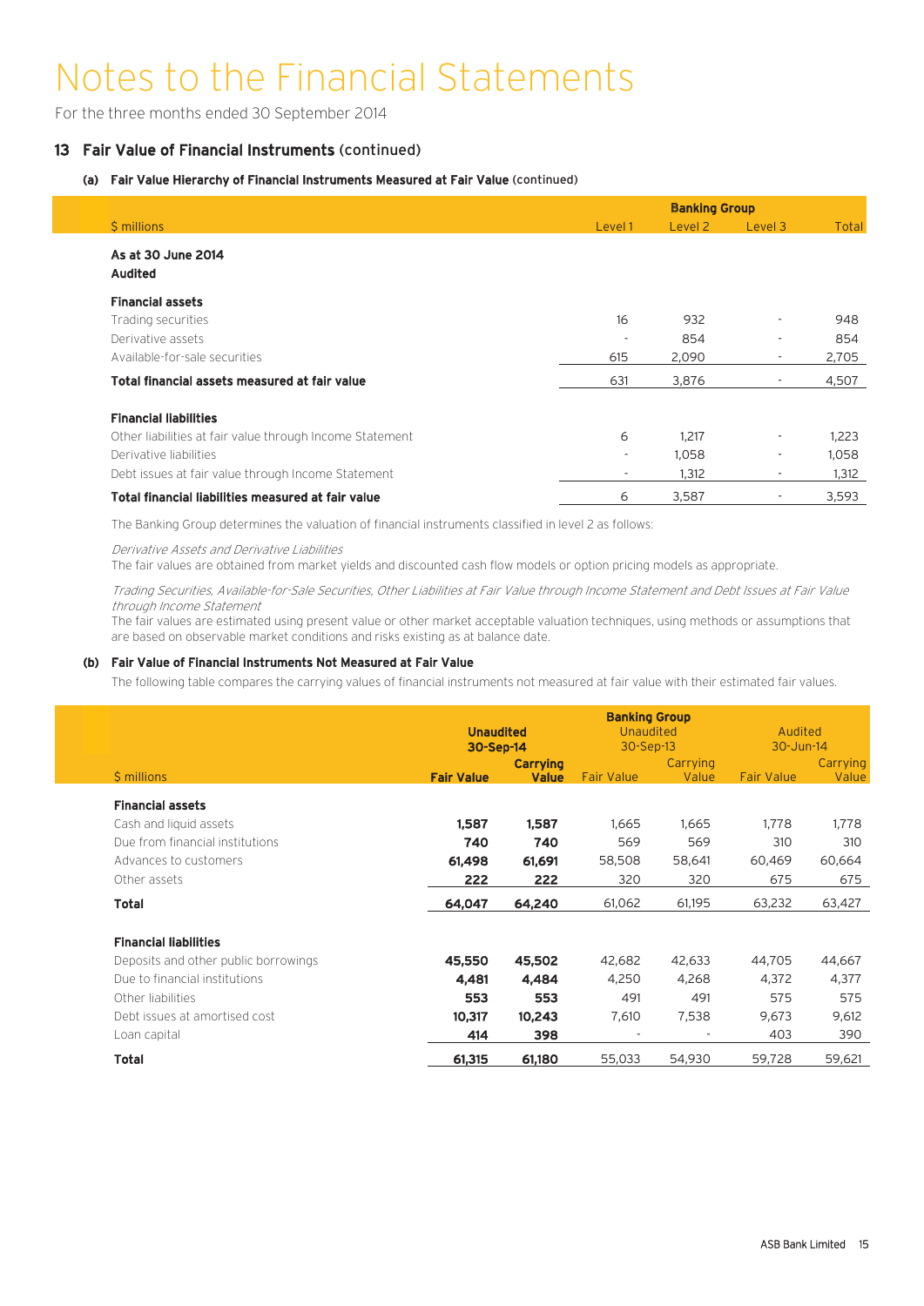# Notes to the Financial Statements

For the three months ended 30 September 2014

## 13 Fair Value of Financial Instruments (continued)

### (a) Fair Value Hierarchy of Financial Instruments Measured at Fair Value (continued)

| | Banking Group | | | |
|---|---|---|---|---|
| $ millions | Level 1 | Level 2 | Level 3 | Total |
| **As at 30 June 2014** | | | | |
| **Audited** | | | | |
| **Financial assets** | | | | |
| Trading securities | 16 | 932 | - | 948 |
| Derivative assets | - | 854 | - | 854 |
| Available-for-sale securities | 615 | 2,090 | - | 2,705 |
| **Total financial assets measured at fair value** | 631 | 3,876 | - | 4,507 |
| **Financial liabilities** | | | | |
| Other liabilities at fair value through Income Statement | 6 | 1,217 | - | 1,223 |
| Derivative liabilities | - | 1,058 | - | 1,058 |
| Debt issues at fair value through Income Statement | - | 1,312 | - | 1,312 |
| **Total financial liabilities measured at fair value** | 6 | 3,587 | - | 3,593 |

The Banking Group determines the valuation of financial instruments classified in level 2 as follows:

*Derivative Assets and Derivative Liabilities*

The fair values are obtained from market yields and discounted cash flow models or option pricing models as appropriate.

*Trading Securities, Available-for-Sale Securities, Other Liabilities at Fair Value through Income Statement and Debt Issues at Fair Value through Income Statement*

The fair values are estimated using present value or other market acceptable valuation techniques, using methods or assumptions that are based on observable market conditions and risks existing as at balance date.

### (b) Fair Value of Financial Instruments Not Measured at Fair Value

The following table compares the carrying values of financial instruments not measured at fair value with their estimated fair values.

| | Banking Group | | | | | |
|---|---|---|---|---|---|---|
| | **Unaudited** | | Unaudited | | Audited | |
| | **30-Sep-14** | | 30-Sep-13 | | 30-Jun-14 | |
| $ millions | **Fair Value** | **Carrying Value** | Fair Value | Carrying Value | Fair Value | Carrying Value |
| **Financial assets** | | | | | | |
| Cash and liquid assets | **1,587** | **1,587** | 1,665 | 1,665 | 1,778 | 1,778 |
| Due from financial institutions | **740** | **740** | 569 | 569 | 310 | 310 |
| Advances to customers | **61,498** | **61,691** | 58,508 | 58,641 | 60,469 | 60,664 |
| Other assets | **222** | **222** | 320 | 320 | 675 | 675 |
| **Total** | **64,047** | **64,240** | 61,062 | 61,195 | 63,232 | 63,427 |
| **Financial liabilities** | | | | | | |
| Deposits and other public borrowings | **45,550** | **45,502** | 42,682 | 42,633 | 44,705 | 44,667 |
| Due to financial institutions | **4,481** | **4,484** | 4,250 | 4,268 | 4,372 | 4,377 |
| Other liabilities | **553** | **553** | 491 | 491 | 575 | 575 |
| Debt issues at amortised cost | **10,317** | **10,243** | 7,610 | 7,538 | 9,673 | 9,612 |
| Loan capital | **414** | **398** | - | - | 403 | 390 |
| **Total** | **61,315** | **61,180** | 55,033 | 54,930 | 59,728 | 59,621 |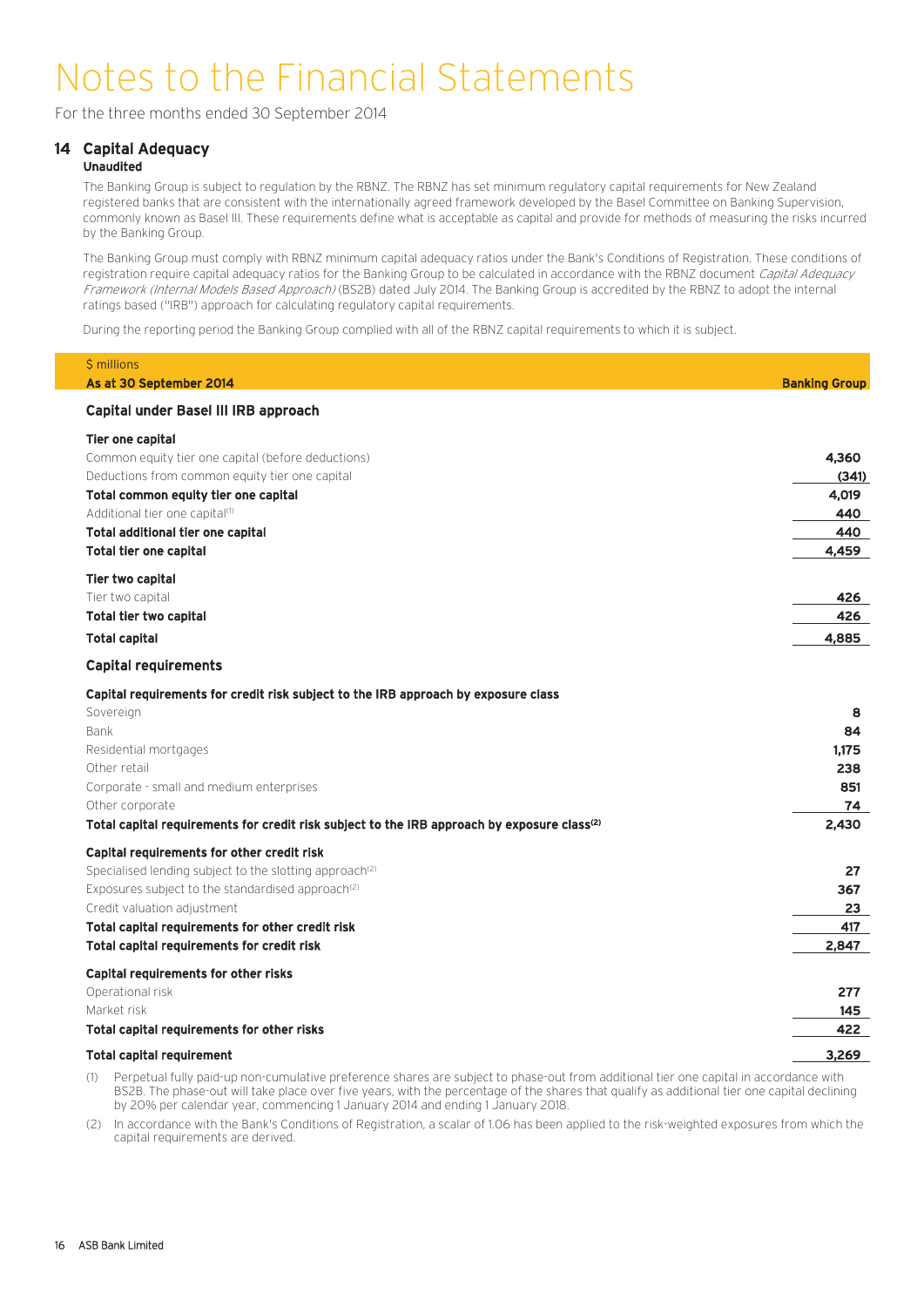# Notes to the Financial Statements

For the three months ended 30 September 2014

## 14 Capital Adequacy

**Unaudited**

The Banking Group is subject to regulation by the RBNZ. The RBNZ has set minimum regulatory capital requirements for New Zealand registered banks that are consistent with the internationally agreed framework developed by the Basel Committee on Banking Supervision, commonly known as Basel III. These requirements define what is acceptable as capital and provide for methods of measuring the risks incurred by the Banking Group.

The Banking Group must comply with RBNZ minimum capital adequacy ratios under the Bank's Conditions of Registration. These conditions of registration require capital adequacy ratios for the Banking Group to be calculated in accordance with the RBNZ document *Capital Adequacy Framework (Internal Models Based Approach)* (BS2B) dated July 2014. The Banking Group is accredited by the RBNZ to adopt the internal ratings based ("IRB") approach for calculating regulatory capital requirements.

During the reporting period the Banking Group complied with all of the RBNZ capital requirements to which it is subject.

| $ millions<br>**As at 30 September 2014** | **Banking Group** |
|---|---|
| **Capital under Basel III IRB approach** | |
| **Tier one capital** | |
| Common equity tier one capital (before deductions) | **4,360** |
| Deductions from common equity tier one capital | **(341)** |
| **Total common equity tier one capital** | **4,019** |
| Additional tier one capital[1] | **440** |
| **Total additional tier one capital** | **440** |
| **Total tier one capital** | **4,459** |
| **Tier two capital** | |
| Tier two capital | **426** |
| **Total tier two capital** | **426** |
| **Total capital** | **4,885** |
| **Capital requirements** | |
| **Capital requirements for credit risk subject to the IRB approach by exposure class** | |
| Sovereign | **8** |
| Bank | **84** |
| Residential mortgages | **1,175** |
| Other retail | **238** |
| Corporate - small and medium enterprises | **851** |
| Other corporate | **74** |
| **Total capital requirements for credit risk subject to the IRB approach by exposure class[2]** | **2,430** |
| **Capital requirements for other credit risk** | |
| Specialised lending subject to the slotting approach[2] | **27** |
| Exposures subject to the standardised approach[2] | **367** |
| Credit valuation adjustment | **23** |
| **Total capital requirements for other credit risk** | **417** |
| **Total capital requirements for credit risk** | **2,847** |
| **Capital requirements for other risks** | |
| Operational risk | **277** |
| Market risk | **145** |
| **Total capital requirements for other risks** | **422** |
| **Total capital requirement** | **3,269** |

(1) Perpetual fully paid-up non-cumulative preference shares are subject to phase-out from additional tier one capital in accordance with BS2B. The phase-out will take place over five years, with the percentage of the shares that qualify as additional tier one capital declining by 20% per calendar year, commencing 1 January 2014 and ending 1 January 2018.

(2) In accordance with the Bank's Conditions of Registration, a scalar of 1.06 has been applied to the risk-weighted exposures from which the capital requirements are derived.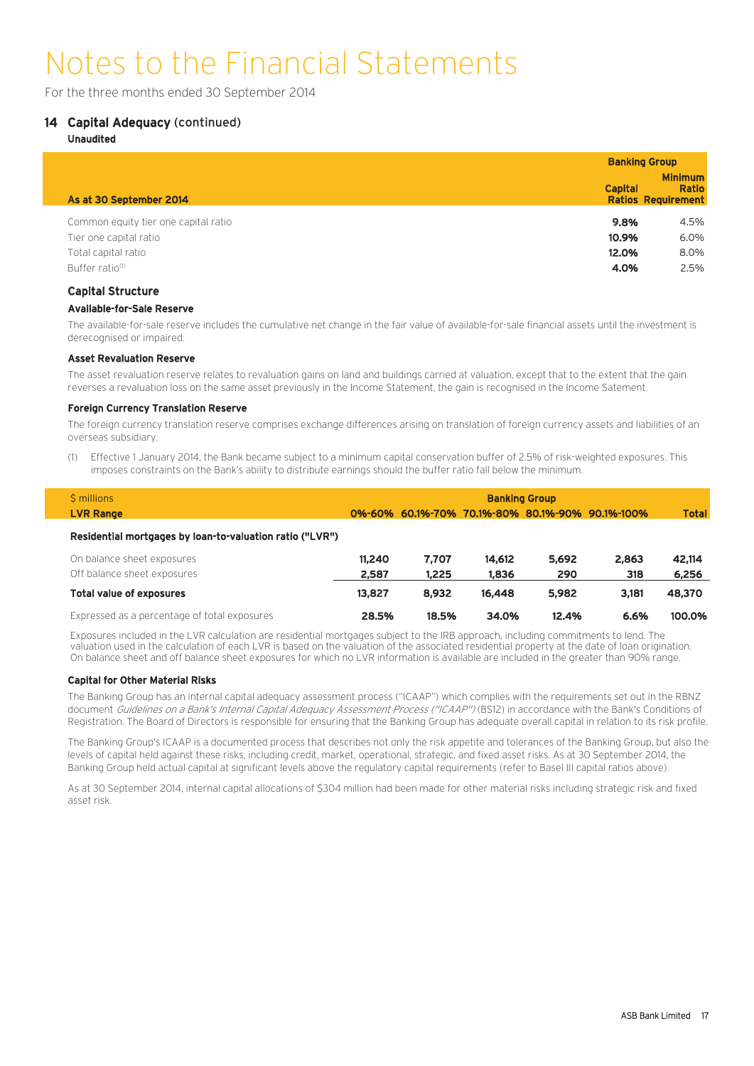# Notes to the Financial Statements

For the three months ended 30 September 2014

## 14 Capital Adequacy (continued)

**Unaudited**

| As at 30 September 2014 | Banking Group | |
|---|---|---|
| | Capital Ratios | Minimum Ratio Requirement |
| Common equity tier one capital ratio | **9.8%** | 4.5% |
| Tier one capital ratio | **10.9%** | 6.0% |
| Total capital ratio | **12.0%** | 8.0% |
| Buffer ratio[1] | **4.0%** | 2.5% |

### Capital Structure

**Available-for-Sale Reserve**

The available-for-sale reserve includes the cumulative net change in the fair value of available-for-sale financial assets until the investment is derecognised or impaired.

**Asset Revaluation Reserve**

The asset revaluation reserve relates to revaluation gains on land and buildings carried at valuation, except that to the extent that the gain reverses a revaluation loss on the same asset previously in the Income Statement, the gain is recognised in the Income Satement.

**Foreign Currency Translation Reserve**

The foreign currency translation reserve comprises exchange differences arising on translation of foreign currency assets and liabilities of an overseas subsidiary.

(1) Effective 1 January 2014, the Bank became subject to a minimum capital conservation buffer of 2.5% of risk-weighted exposures. This imposes constraints on the Bank's ability to distribute earnings should the buffer ratio fall below the minimum.

| $ millions | Banking Group | | | | | |
|---|---|---|---|---|---|---|
| LVR Range | 0%-60% | 60.1%-70% | 70.1%-80% | 80.1%-90% | 90.1%-100% | Total |
| **Residential mortgages by loan-to-valuation ratio ("LVR")** | | | | | | |
| On balance sheet exposures | **11,240** | **7,707** | **14,612** | **5,692** | **2,863** | **42,114** |
| Off balance sheet exposures | **2,587** | **1,225** | **1,836** | **290** | **318** | **6,256** |
| **Total value of exposures** | **13,827** | **8,932** | **16,448** | **5,982** | **3,181** | **48,370** |
| Expressed as a percentage of total exposures | **28.5%** | **18.5%** | **34.0%** | **12.4%** | **6.6%** | **100.0%** |

Exposures included in the LVR calculation are residential mortgages subject to the IRB approach, including commitments to lend. The valuation used in the calculation of each LVR is based on the valuation of the associated residential property at the date of loan origination. On balance sheet and off balance sheet exposures for which no LVR information is available are included in the greater than 90% range.

**Capital for Other Material Risks**

The Banking Group has an internal capital adequacy assessment process ("ICAAP") which complies with the requirements set out in the RBNZ document *Guidelines on a Bank's Internal Capital Adequacy Assessment Process ("ICAAP")* (BS12) in accordance with the Bank's Conditions of Registration. The Board of Directors is responsible for ensuring that the Banking Group has adequate overall capital in relation to its risk profile.

The Banking Group's ICAAP is a documented process that describes not only the risk appetite and tolerances of the Banking Group, but also the levels of capital held against these risks, including credit, market, operational, strategic, and fixed asset risks. As at 30 September 2014, the Banking Group held actual capital at significant levels above the regulatory capital requirements (refer to Basel III capital ratios above).

As at 30 September 2014, internal capital allocations of $304 million had been made for other material risks including strategic risk and fixed asset risk.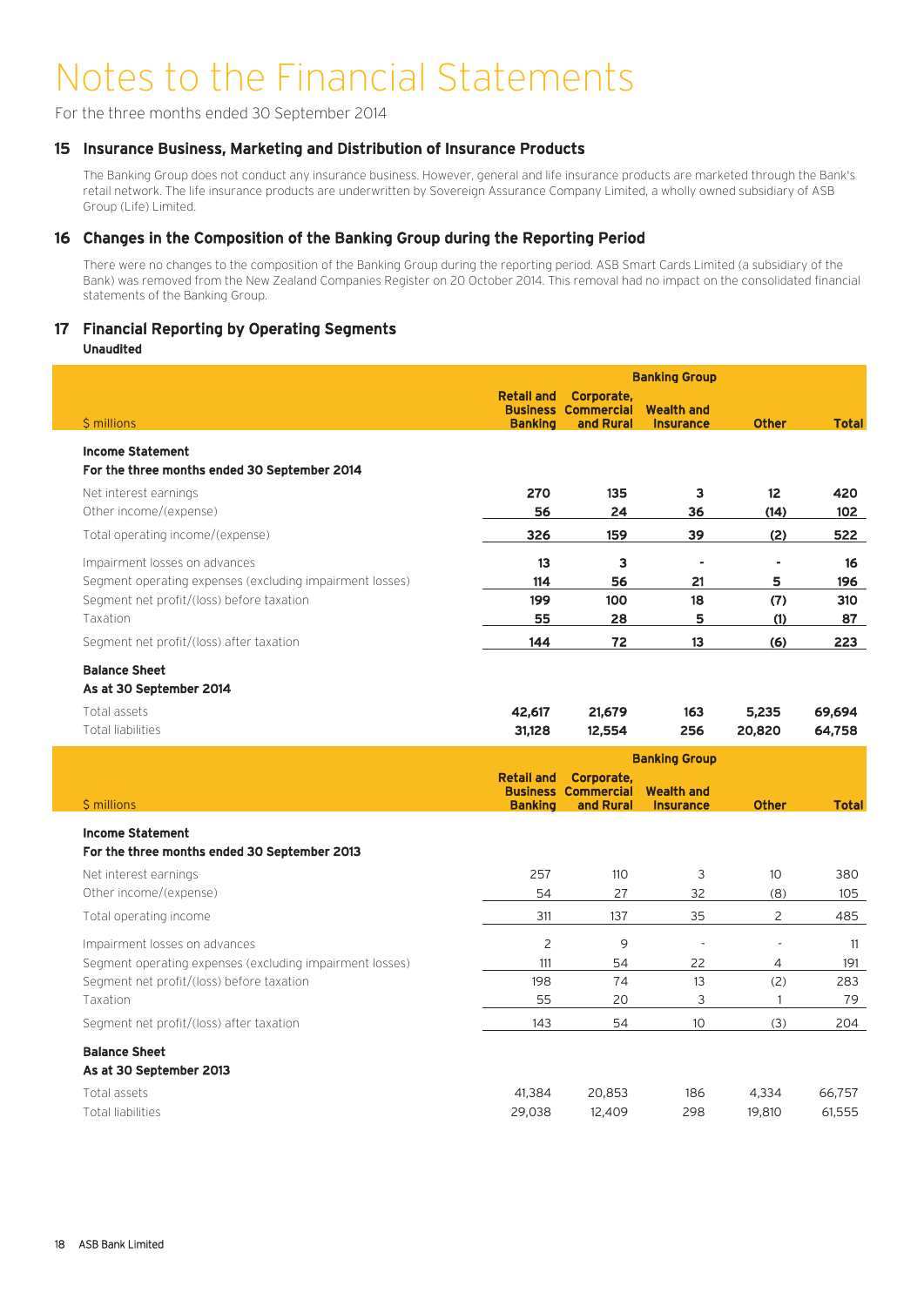# Notes to the Financial Statements

For the three months ended 30 September 2014

## 15 Insurance Business, Marketing and Distribution of Insurance Products

The Banking Group does not conduct any insurance business. However, general and life insurance products are marketed through the Bank's retail network. The life insurance products are underwritten by Sovereign Assurance Company Limited, a wholly owned subsidiary of ASB Group (Life) Limited.

## 16 Changes in the Composition of the Banking Group during the Reporting Period

There were no changes to the composition of the Banking Group during the reporting period. ASB Smart Cards Limited (a subsidiary of the Bank) was removed from the New Zealand Companies Register on 20 October 2014. This removal had no impact on the consolidated financial statements of the Banking Group.

## 17 Financial Reporting by Operating Segments

**Unaudited**

| | Banking Group | | | | |
|---|---|---|---|---|---|
| $ millions | Retail and Business Banking | Corporate, Commercial and Rural | Wealth and Insurance | Other | Total |
| **Income Statement** | | | | | |
| **For the three months ended 30 September 2014** | | | | | |
| Net interest earnings | **270** | **135** | **3** | **12** | **420** |
| Other income/(expense) | **56** | **24** | **36** | **(14)** | **102** |
| Total operating income/(expense) | **326** | **159** | **39** | **(2)** | **522** |
| Impairment losses on advances | **13** | **3** | **-** | **-** | **16** |
| Segment operating expenses (excluding impairment losses) | **114** | **56** | **21** | **5** | **196** |
| Segment net profit/(loss) before taxation | **199** | **100** | **18** | **(7)** | **310** |
| Taxation | **55** | **28** | **5** | **(1)** | **87** |
| Segment net profit/(loss) after taxation | **144** | **72** | **13** | **(6)** | **223** |
| **Balance Sheet** | | | | | |
| **As at 30 September 2014** | | | | | |
| Total assets | **42,617** | **21,679** | **163** | **5,235** | **69,694** |
| Total liabilities | **31,128** | **12,554** | **256** | **20,820** | **64,758** |

| | Banking Group | | | | |
|---|---|---|---|---|---|
| $ millions | Retail and Business Banking | Corporate, Commercial and Rural | Wealth and Insurance | Other | Total |
| **Income Statement** | | | | | |
| **For the three months ended 30 September 2013** | | | | | |
| Net interest earnings | 257 | 110 | 3 | 10 | 380 |
| Other income/(expense) | 54 | 27 | 32 | (8) | 105 |
| Total operating income | 311 | 137 | 35 | 2 | 485 |
| Impairment losses on advances | 2 | 9 | - | - | 11 |
| Segment operating expenses (excluding impairment losses) | 111 | 54 | 22 | 4 | 191 |
| Segment net profit/(loss) before taxation | 198 | 74 | 13 | (2) | 283 |
| Taxation | 55 | 20 | 3 | 1 | 79 |
| Segment net profit/(loss) after taxation | 143 | 54 | 10 | (3) | 204 |
| **Balance Sheet** | | | | | |
| **As at 30 September 2013** | | | | | |
| Total assets | 41,384 | 20,853 | 186 | 4,334 | 66,757 |
| Total liabilities | 29,038 | 12,409 | 298 | 19,810 | 61,555 |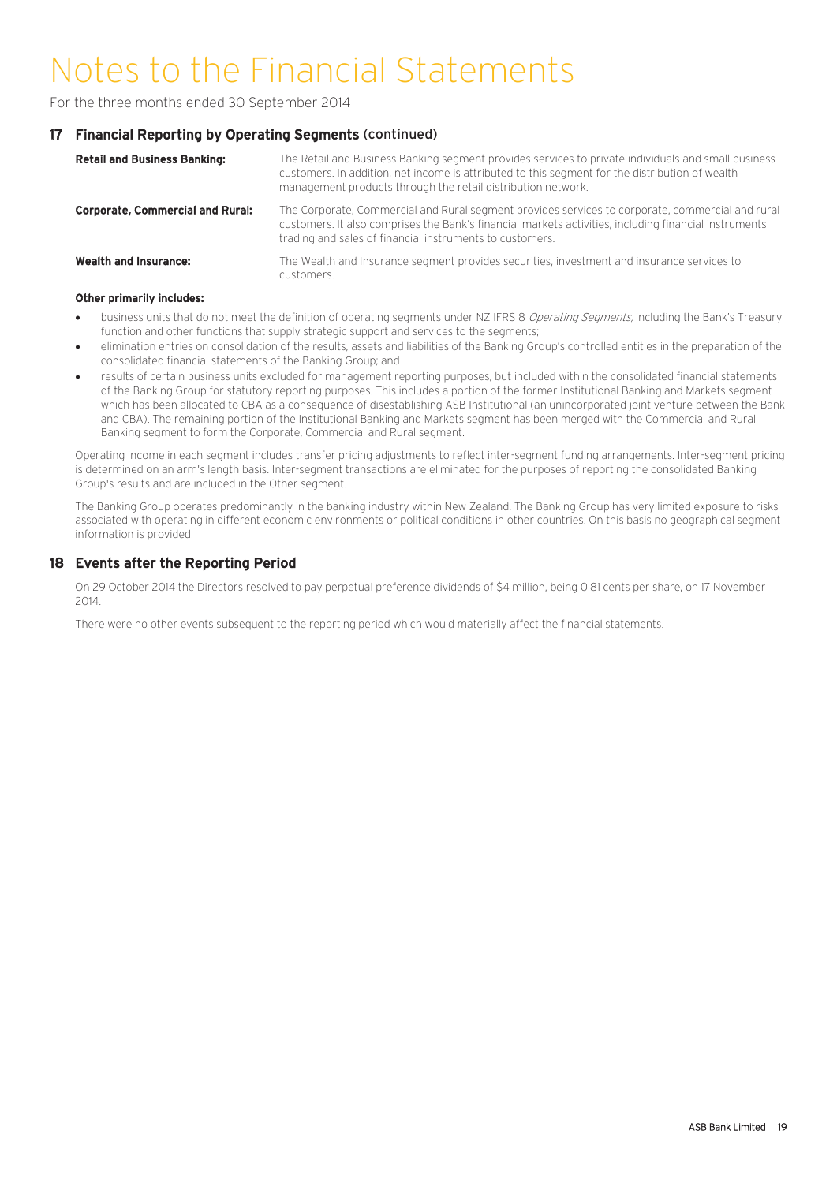# Notes to the Financial Statements

For the three months ended 30 September 2014

## 17 Financial Reporting by Operating Segments (continued)

**Retail and Business Banking:** The Retail and Business Banking segment provides services to private individuals and small business customers. In addition, net income is attributed to this segment for the distribution of wealth management products through the retail distribution network.

**Corporate, Commercial and Rural:** The Corporate, Commercial and Rural segment provides services to corporate, commercial and rural customers. It also comprises the Bank's financial markets activities, including financial instruments trading and sales of financial instruments to customers.

**Wealth and Insurance:** The Wealth and Insurance segment provides securities, investment and insurance services to customers.

**Other primarily includes:**

- business units that do not meet the definition of operating segments under NZ IFRS 8 *Operating Segments*, including the Bank's Treasury function and other functions that supply strategic support and services to the segments;
- elimination entries on consolidation of the results, assets and liabilities of the Banking Group's controlled entities in the preparation of the consolidated financial statements of the Banking Group; and
- results of certain business units excluded for management reporting purposes, but included within the consolidated financial statements of the Banking Group for statutory reporting purposes. This includes a portion of the former Institutional Banking and Markets segment which has been allocated to CBA as a consequence of disestablishing ASB Institutional (an unincorporated joint venture between the Bank and CBA). The remaining portion of the Institutional Banking and Markets segment has been merged with the Commercial and Rural Banking segment to form the Corporate, Commercial and Rural segment.

Operating income in each segment includes transfer pricing adjustments to reflect inter-segment funding arrangements. Inter-segment pricing is determined on an arm's length basis. Inter-segment transactions are eliminated for the purposes of reporting the consolidated Banking Group's results and are included in the Other segment.

The Banking Group operates predominantly in the banking industry within New Zealand. The Banking Group has very limited exposure to risks associated with operating in different economic environments or political conditions in other countries. On this basis no geographical segment information is provided.

## 18 Events after the Reporting Period

On 29 October 2014 the Directors resolved to pay perpetual preference dividends of $4 million, being 0.81 cents per share, on 17 November 2014.

There were no other events subsequent to the reporting period which would materially affect the financial statements.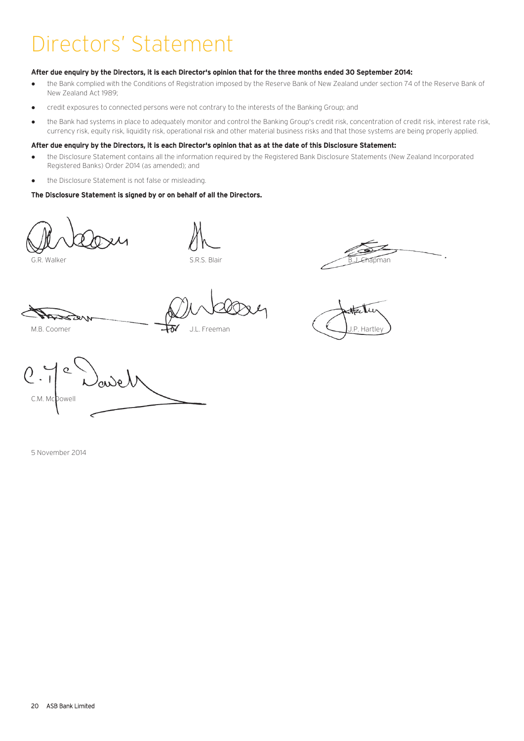# Directors' Statement

**After due enquiry by the Directors, it is each Director's opinion that for the three months ended 30 September 2014:**

- the Bank complied with the Conditions of Registration imposed by the Reserve Bank of New Zealand under section 74 of the Reserve Bank of New Zealand Act 1989;
- credit exposures to connected persons were not contrary to the interests of the Banking Group; and
- the Bank had systems in place to adequately monitor and control the Banking Group's credit risk, concentration of credit risk, interest rate risk, currency risk, equity risk, liquidity risk, operational risk and other material business risks and that those systems are being properly applied.

**After due enquiry by the Directors, it is each Director's opinion that as at the date of this Disclosure Statement:**

- the Disclosure Statement contains all the information required by the Registered Bank Disclosure Statements (New Zealand Incorporated Registered Banks) Order 2014 (as amended); and
- the Disclosure Statement is not false or misleading.

**The Disclosure Statement is signed by or on behalf of all the Directors.**

G.R. Walker

S.R.S. Blair

B.J. Chapman

M.B. Coomer

For J.L. Freeman

J.P. Hartley

C.M. McDowell

5 November 2014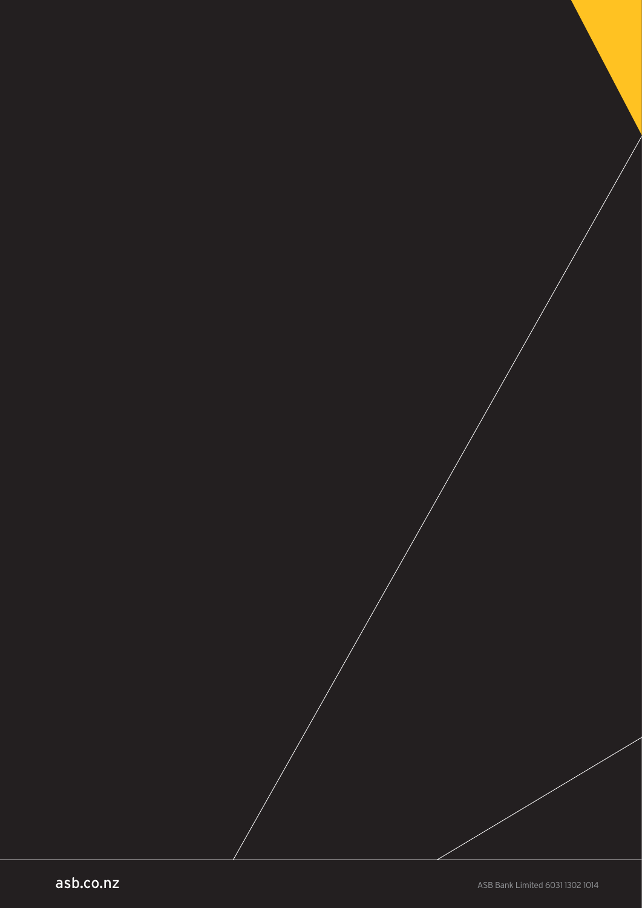asb.co.nz

ASB Bank Limited 6031 1302 1014